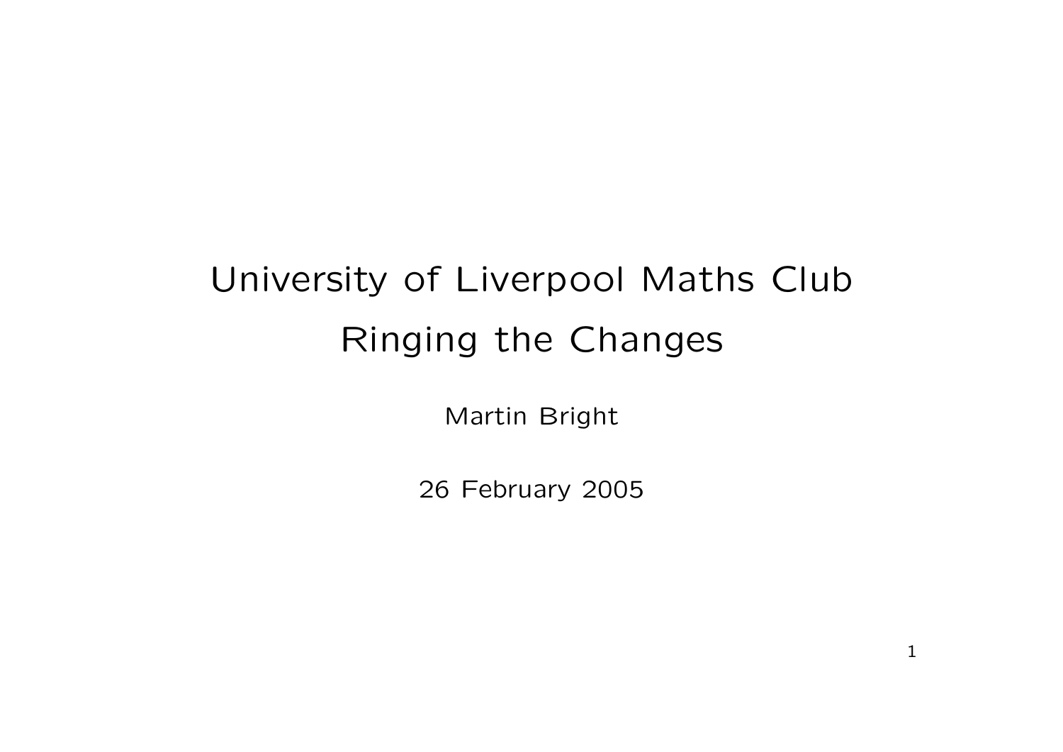# University of Liverpool Maths Club

# Ringing the Changes

Martin Bright

26 February 2005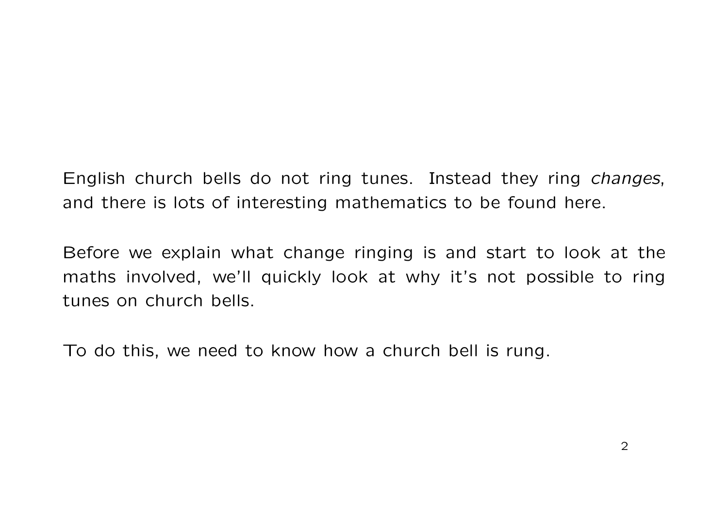English church bells do not ring tunes. Instead they ring *changes*, and there is lots of interesting mathematics to be found here.

Before we explain what change ringing is and start to look at the maths involved, we'll quickly look at why it's not possible to ring tunes on church bells.

To do this, we need to know how a church bell is rung.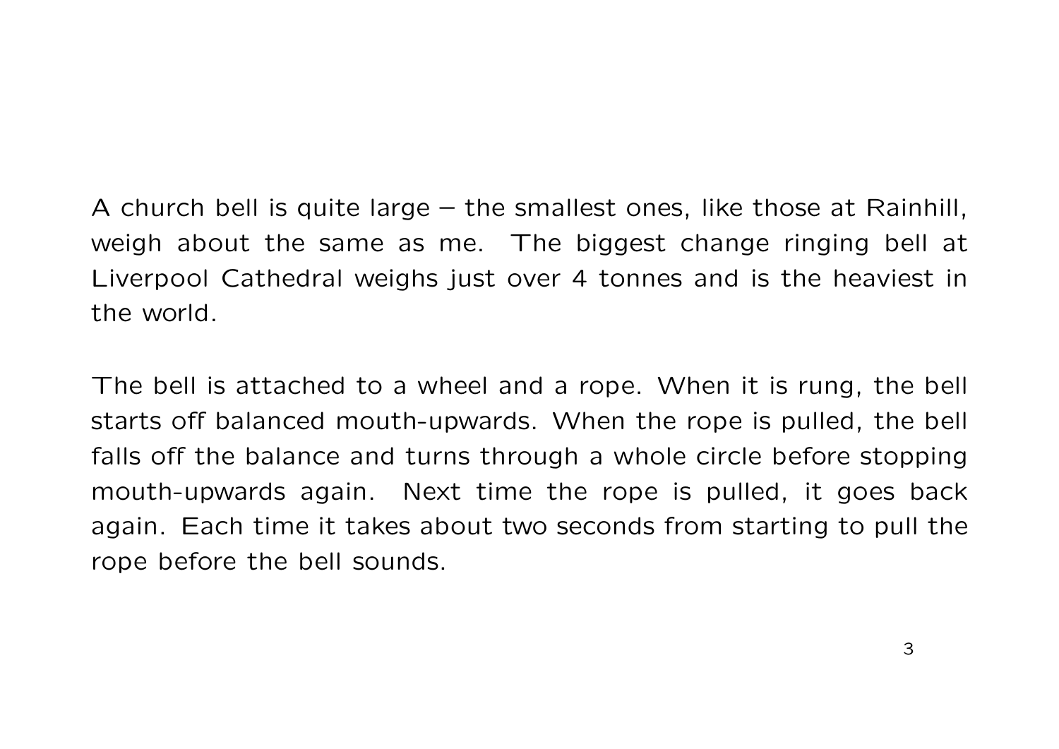A church bell is quite large – the smallest ones, like those at Rainhill, weigh about the same as me. The biggest change ringing bell at Liverpool Cathedral weighs just over 4 tonnes and is the heaviest in the world.

The bell is attached to a wheel and a rope. When it is rung, the bell starts off balanced mouth-upwards. When the rope is pulled, the bell falls off the balance and turns through a whole circle before stopping mouth-upwards again. Next time the rope is pulled, it goes back again. Each time it takes about two seconds from starting to pull the rope before the bell sounds.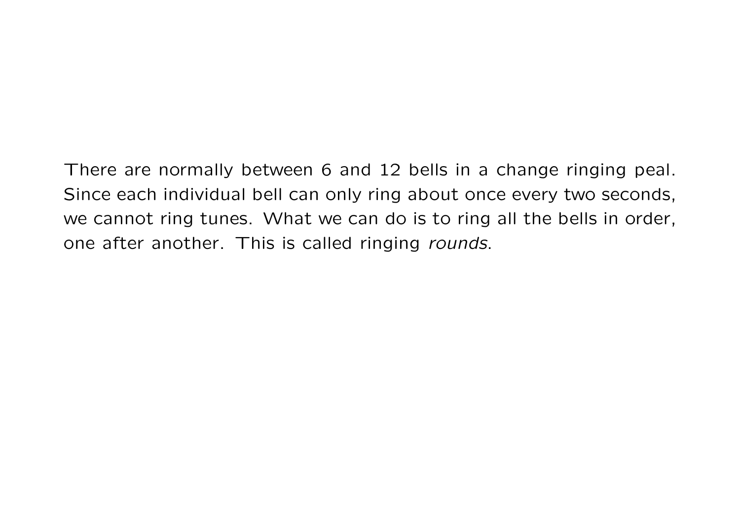There are normally between 6 and 12 bells in a change ringing peal. Since each individual bell can only ring about once every two seconds, we cannot ring tunes. What we can do is to ring all the bells in order, one after another. This is called ringing *rounds*.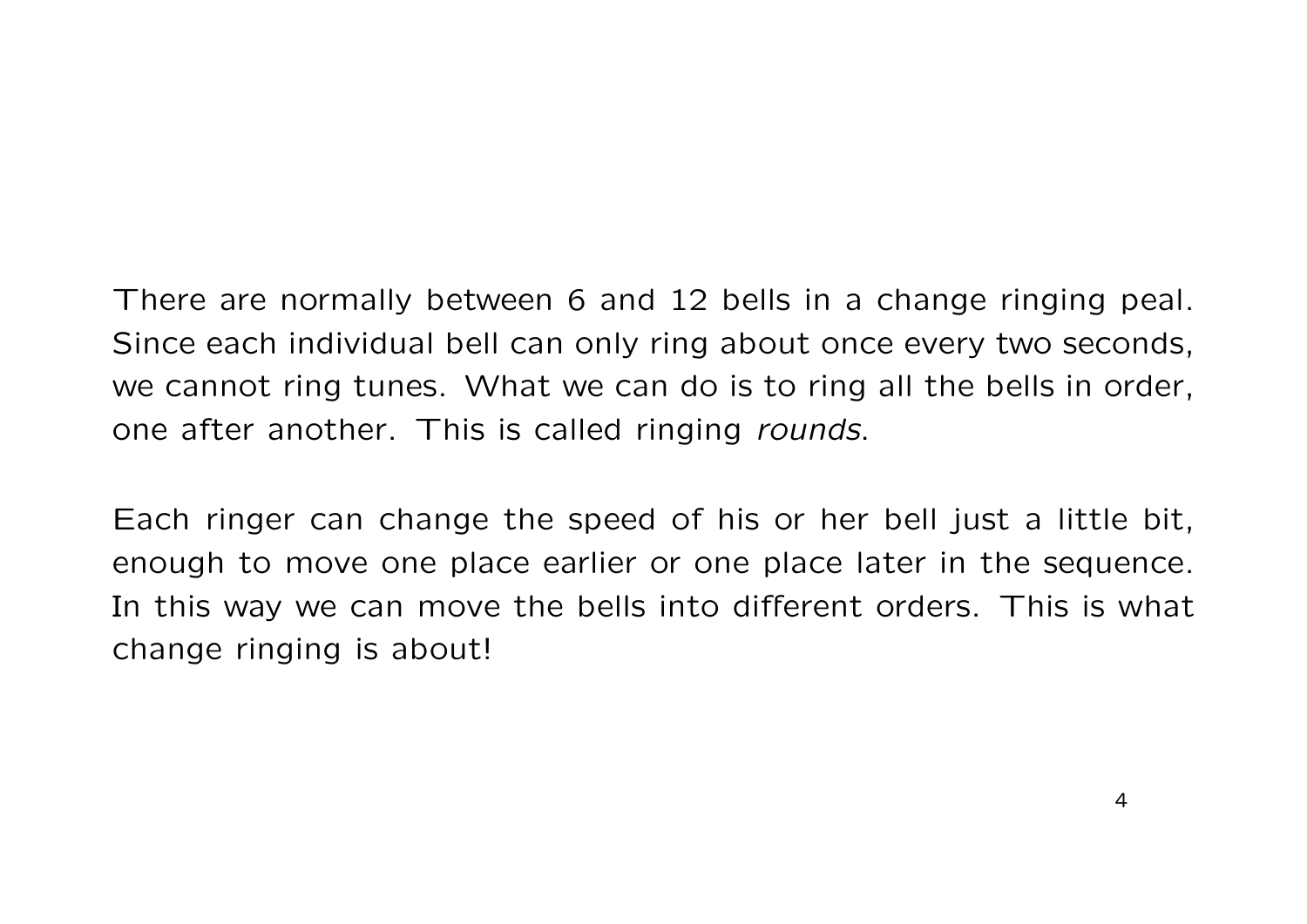There are normally between 6 and 12 bells in a change ringing peal. Since each individual bell can only ring about once every two seconds, we cannot ring tunes. What we can do is to ring all the bells in order, one after another. This is called ringing *rounds*.

Each ringer can change the speed of his or her bell just a little bit, enough to move one place earlier or one place later in the sequence. In this way we can move the bells into different orders. This is what change ringing is about!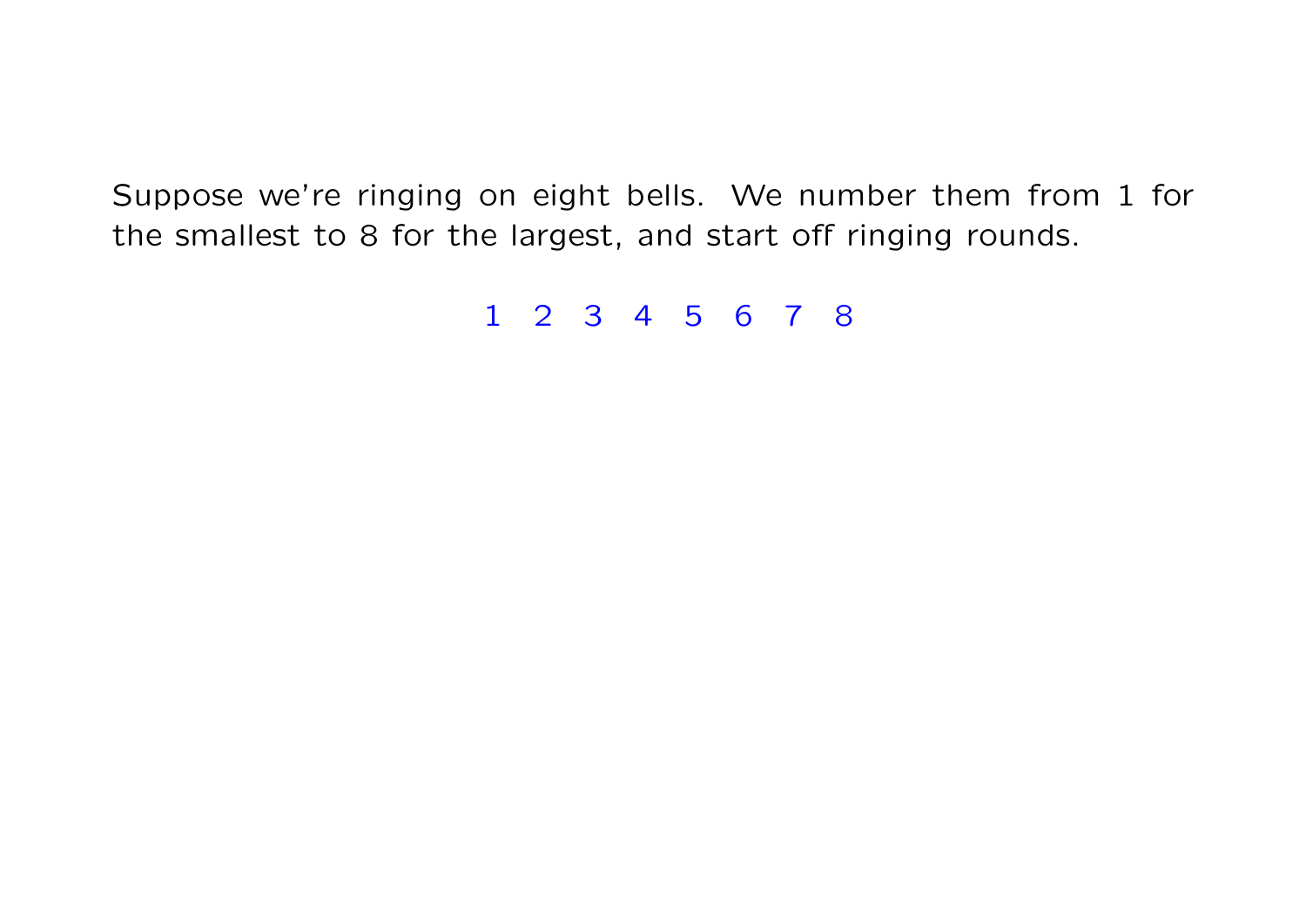Suppose we're ringing on eight bells. We number them from 1 for the smallest to 8 for the largest, and start off ringing rounds.

1 2 3 4 5 6 7 8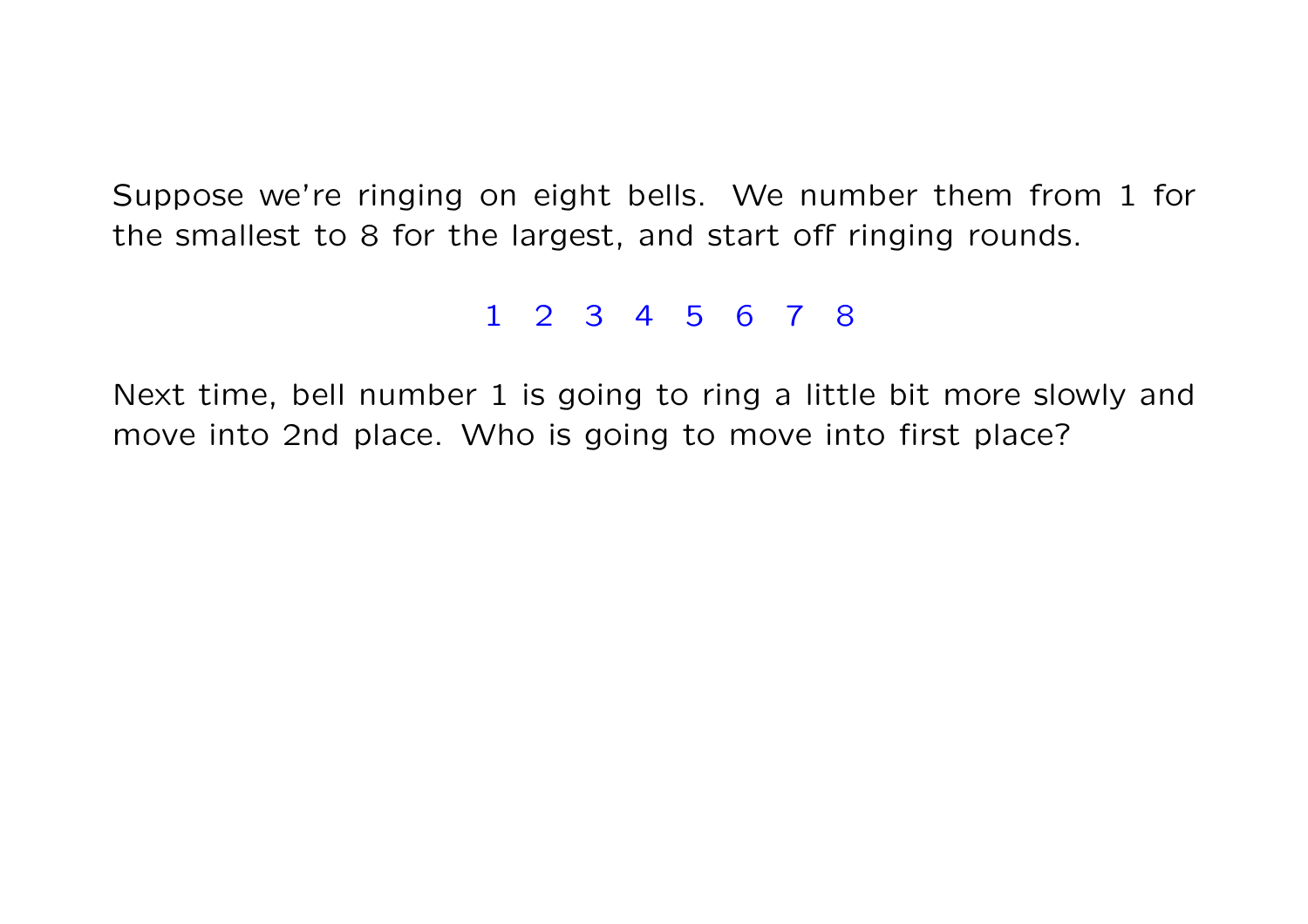Suppose we're ringing on eight bells. We number them from 1 for the smallest to 8 for the largest, and start off ringing rounds.

1 2 3 4 5 6 7 8

Next time, bell number 1 is going to ring a little bit more slowly and move into 2nd place. Who is going to move into first place?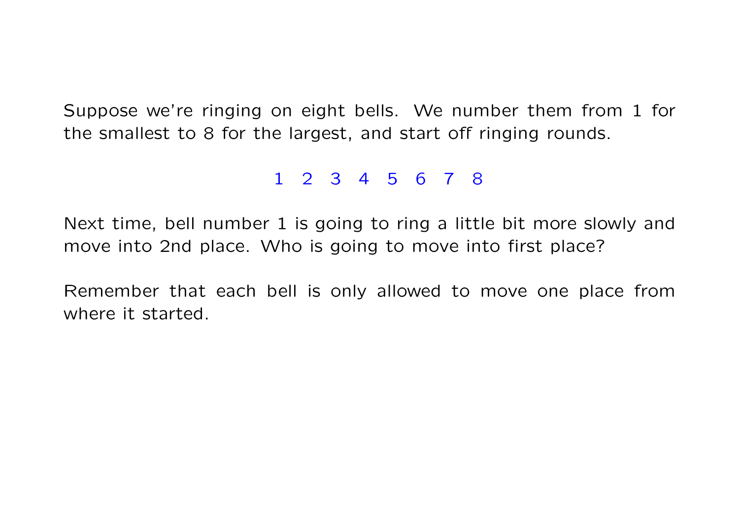Suppose we're ringing on eight bells. We number them from 1 for the smallest to 8 for the largest, and start off ringing rounds.

1 2 3 4 5 6 7 8

Next time, bell number 1 is going to ring a little bit more slowly and move into 2nd place. Who is going to move into first place?

Remember that each bell is only allowed to move one place from where it started.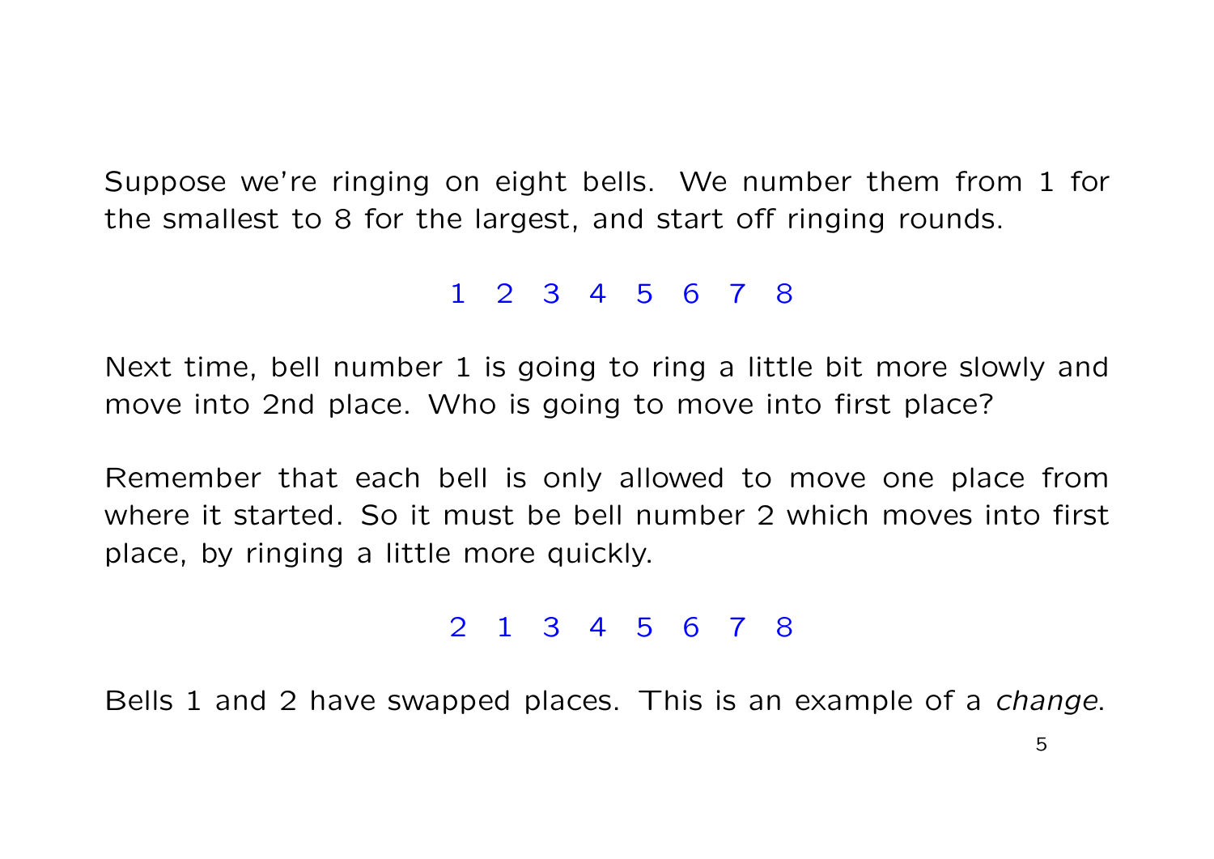Suppose we're ringing on eight bells. We number them from 1 for the smallest to 8 for the largest, and start off ringing rounds.

1 2 3 4 5 6 7 8

Next time, bell number 1 is going to ring a little bit more slowly and move into 2nd place. Who is going to move into first place?

Remember that each bell is only allowed to move one place from where it started. So it must be bell number 2 which moves into first place, by ringing a little more quickly.

2 1 3 4 5 6 7 8

Bells 1 and 2 have swapped places. This is an example of a *change*.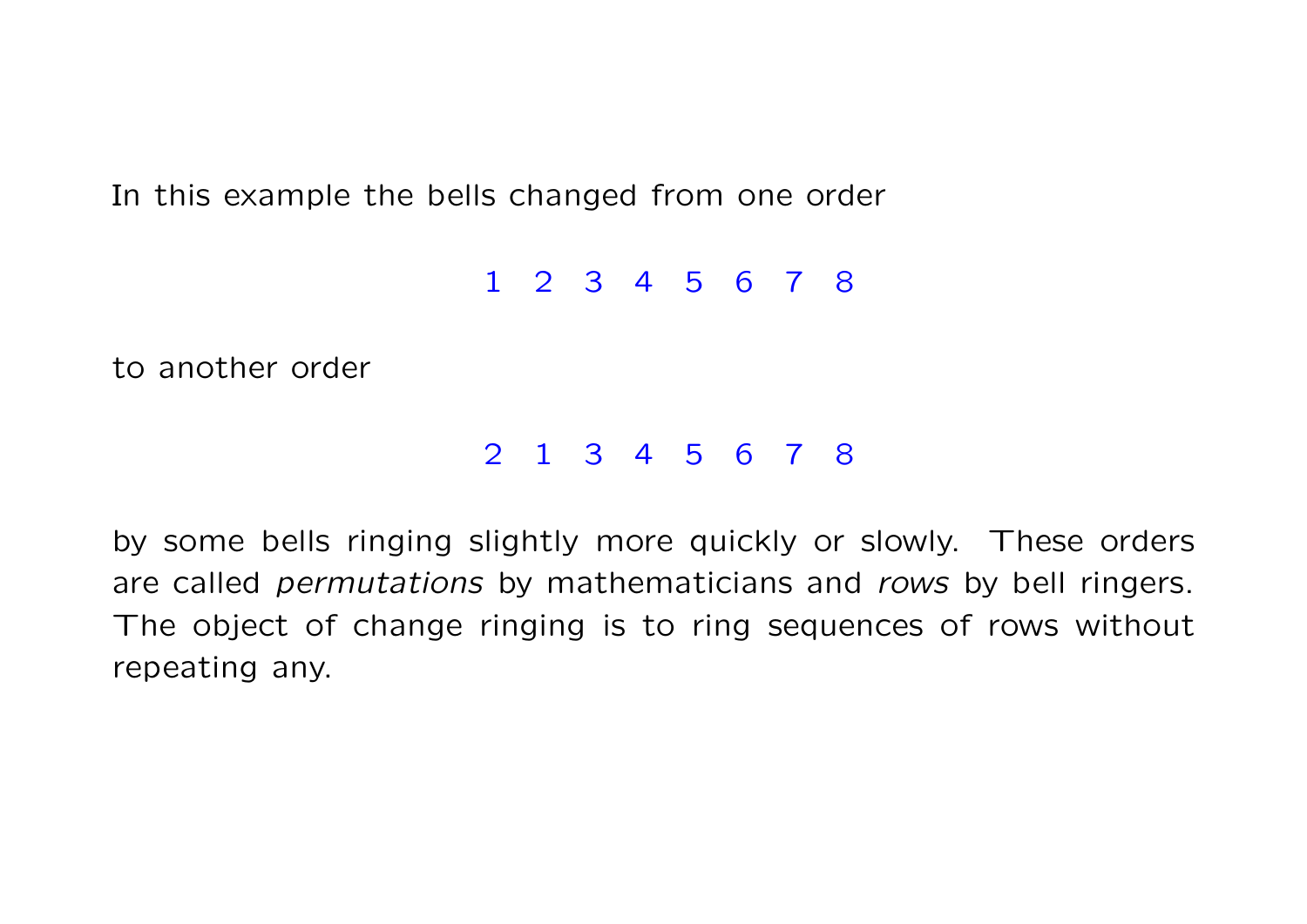In this example the bells changed from one order

1 2 3 4 5 6 7 8

to another order

2 1 3 4 5 6 7 8

by some bells ringing slightly more quickly or slowly. These orders are called *permutations* by mathematicians and *rows* by bell ringers. The object of change ringing is to ring sequences of rows without repeating any.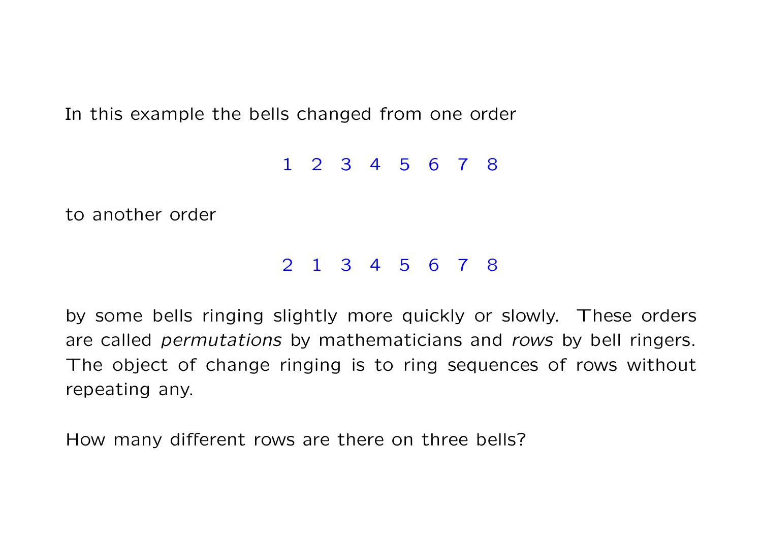In this example the bells changed from one order

$$1 \quad 2 \quad 3 \quad 4 \quad 5 \quad 6 \quad 7 \quad 8$$

to another order

$$2 \quad 1 \quad 3 \quad 4 \quad 5 \quad 6 \quad 7 \quad 8$$

by some bells ringing slightly more quickly or slowly. These orders are called *permutations* by mathematicians and *rows* by bell ringers. The object of change ringing is to ring sequences of rows without repeating any.

How many different rows are there on three bells?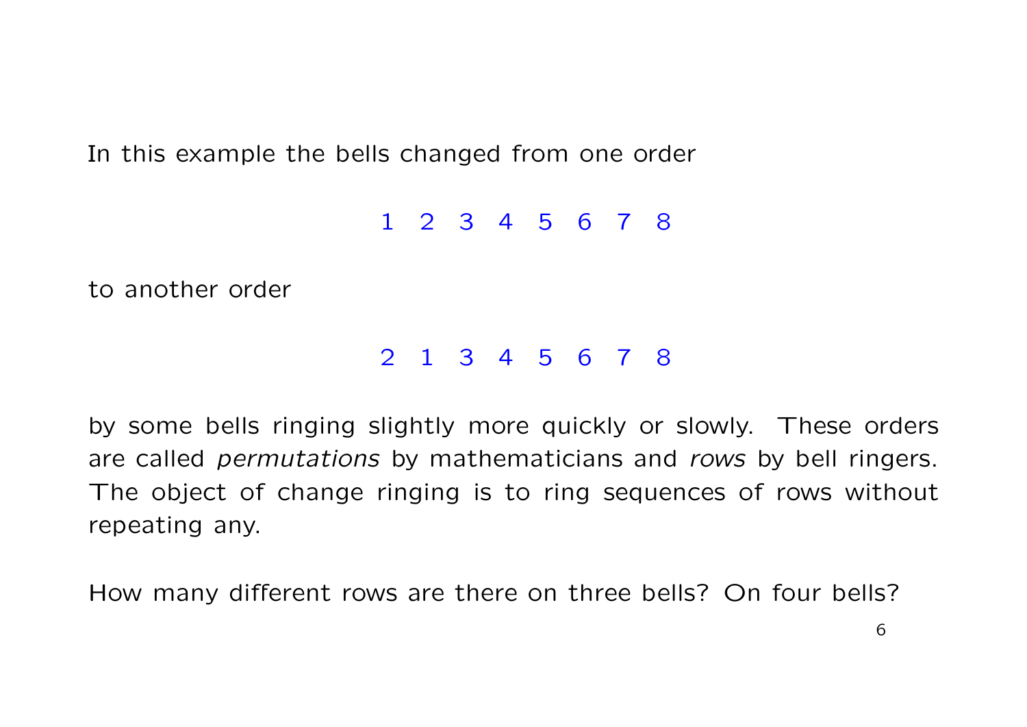In this example the bells changed from one order

1 2 3 4 5 6 7 8

to another order

2 1 3 4 5 6 7 8

by some bells ringing slightly more quickly or slowly. These orders are called *permutations* by mathematicians and *rows* by bell ringers. The object of change ringing is to ring sequences of rows without repeating any.

How many different rows are there on three bells? On four bells?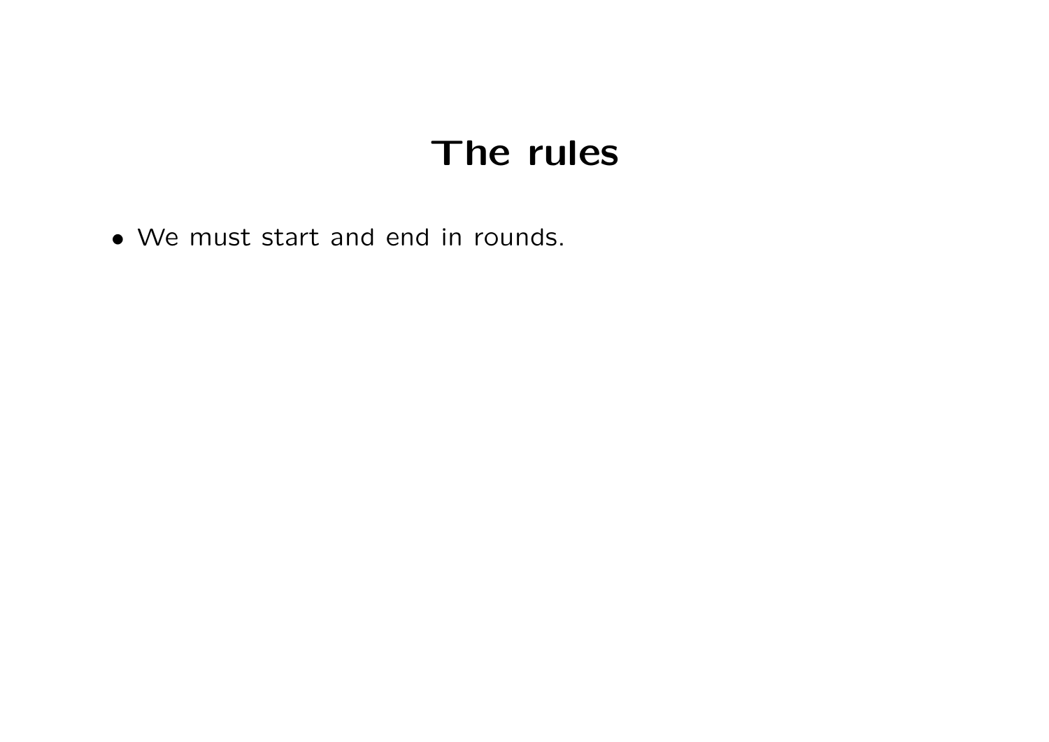# The rules

- We must start and end in rounds.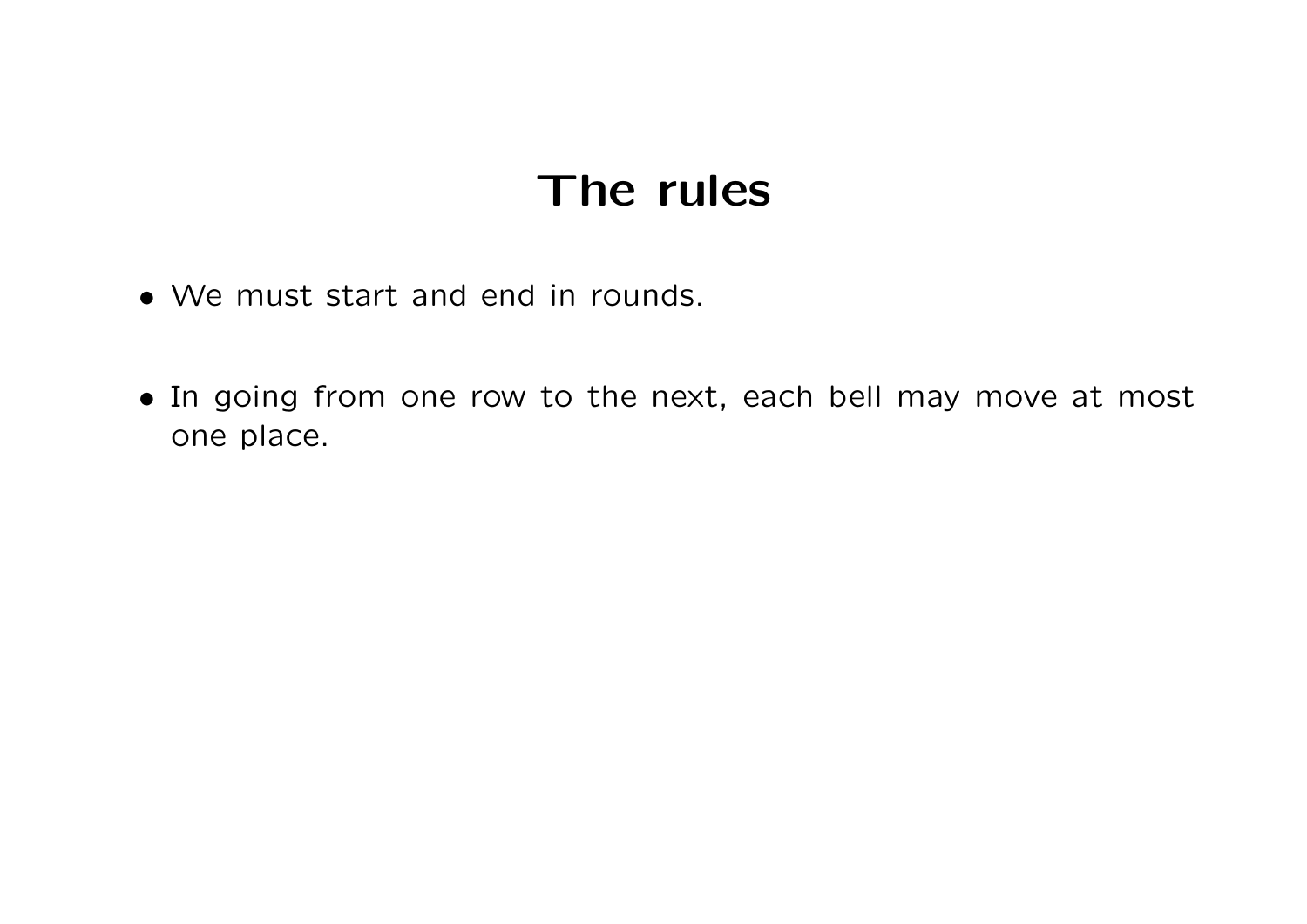# The rules

- We must start and end in rounds.

- In going from one row to the next, each bell may move at most one place.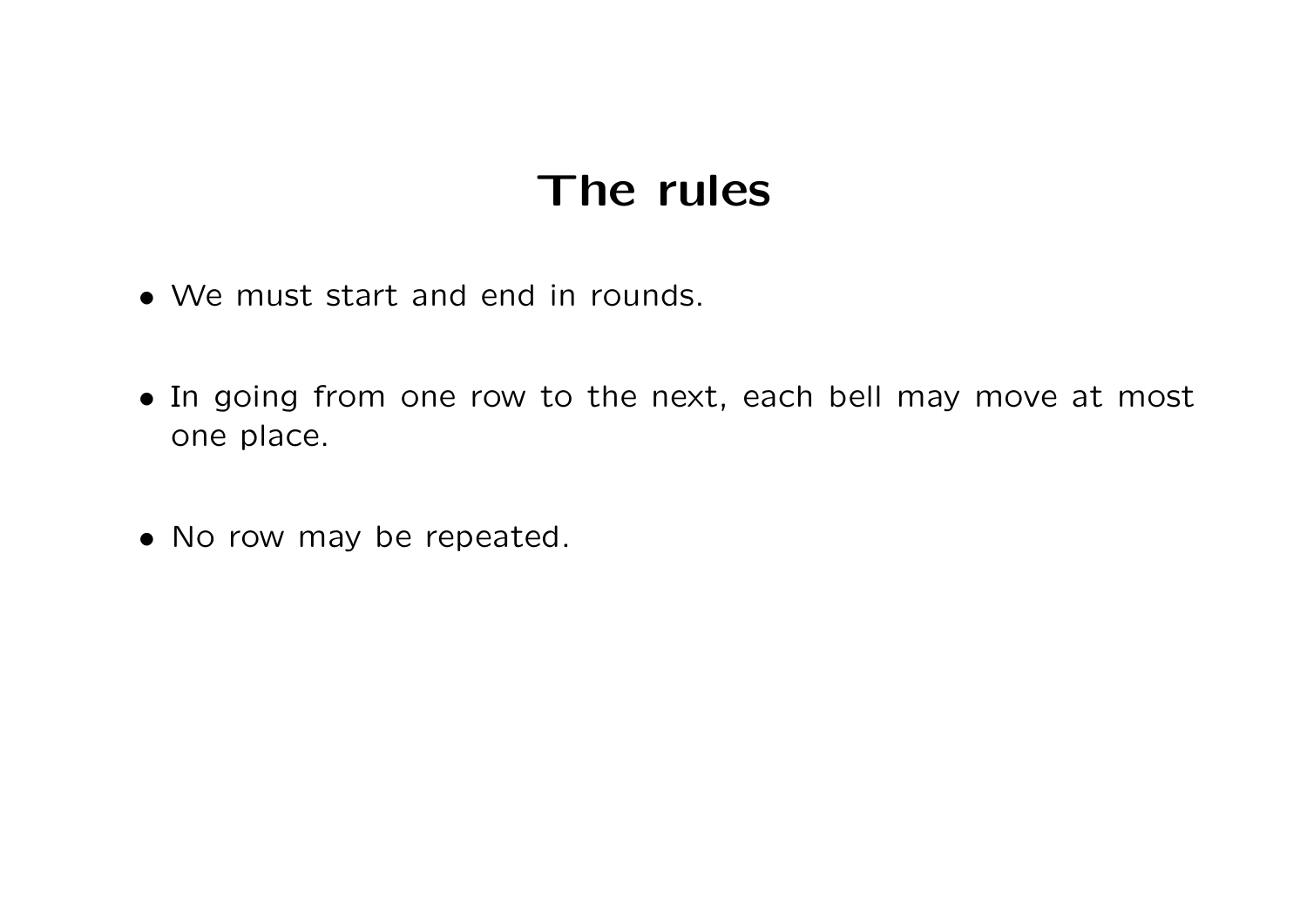# The rules

- We must start and end in rounds.
- In going from one row to the next, each bell may move at most one place.
- No row may be repeated.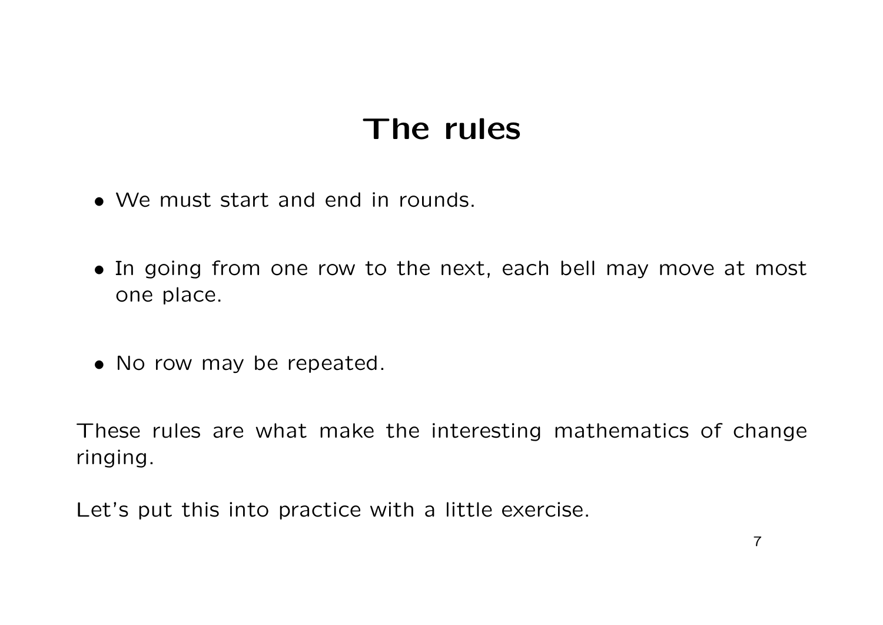# The rules

- We must start and end in rounds.
- In going from one row to the next, each bell may move at most one place.
- No row may be repeated.

These rules are what make the interesting mathematics of change ringing.

Let's put this into practice with a little exercise.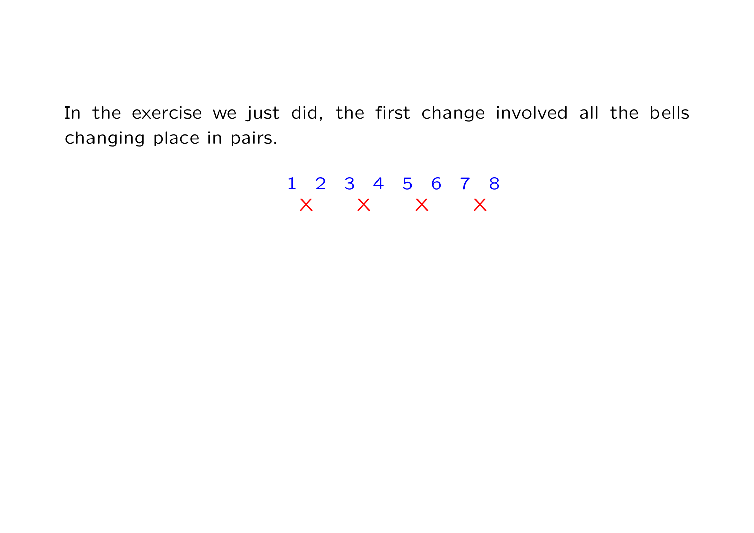In the exercise we just did, the first change involved all the bells changing place in pairs.

```
1 2 3 4 5 6 7 8
 X   X   X   X
```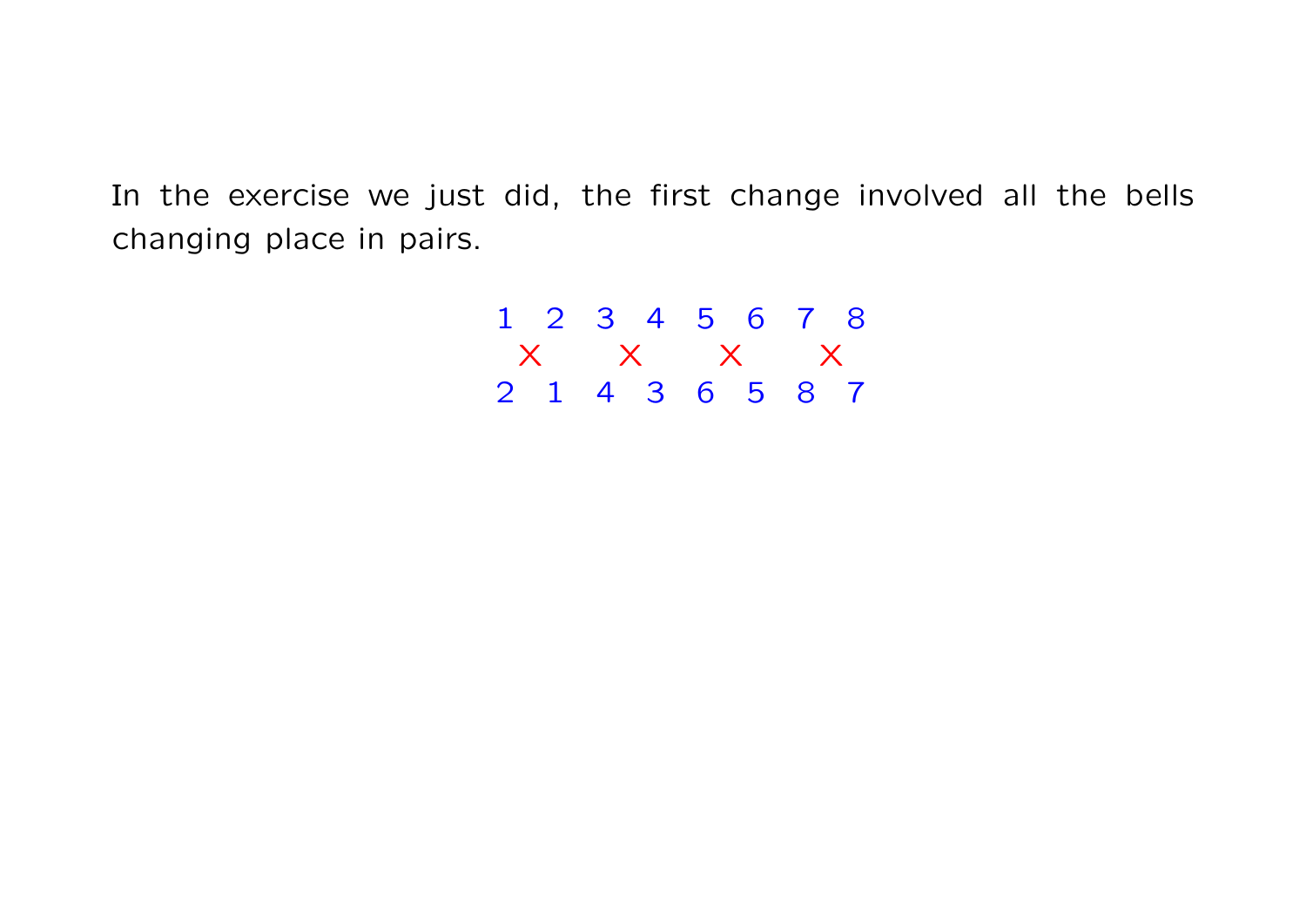In the exercise we just did, the first change involved all the bells changing place in pairs.

```
1   2   3   4   5   6   7   8
  X       X       X       X
2   1   4   3   6   5   8   7
```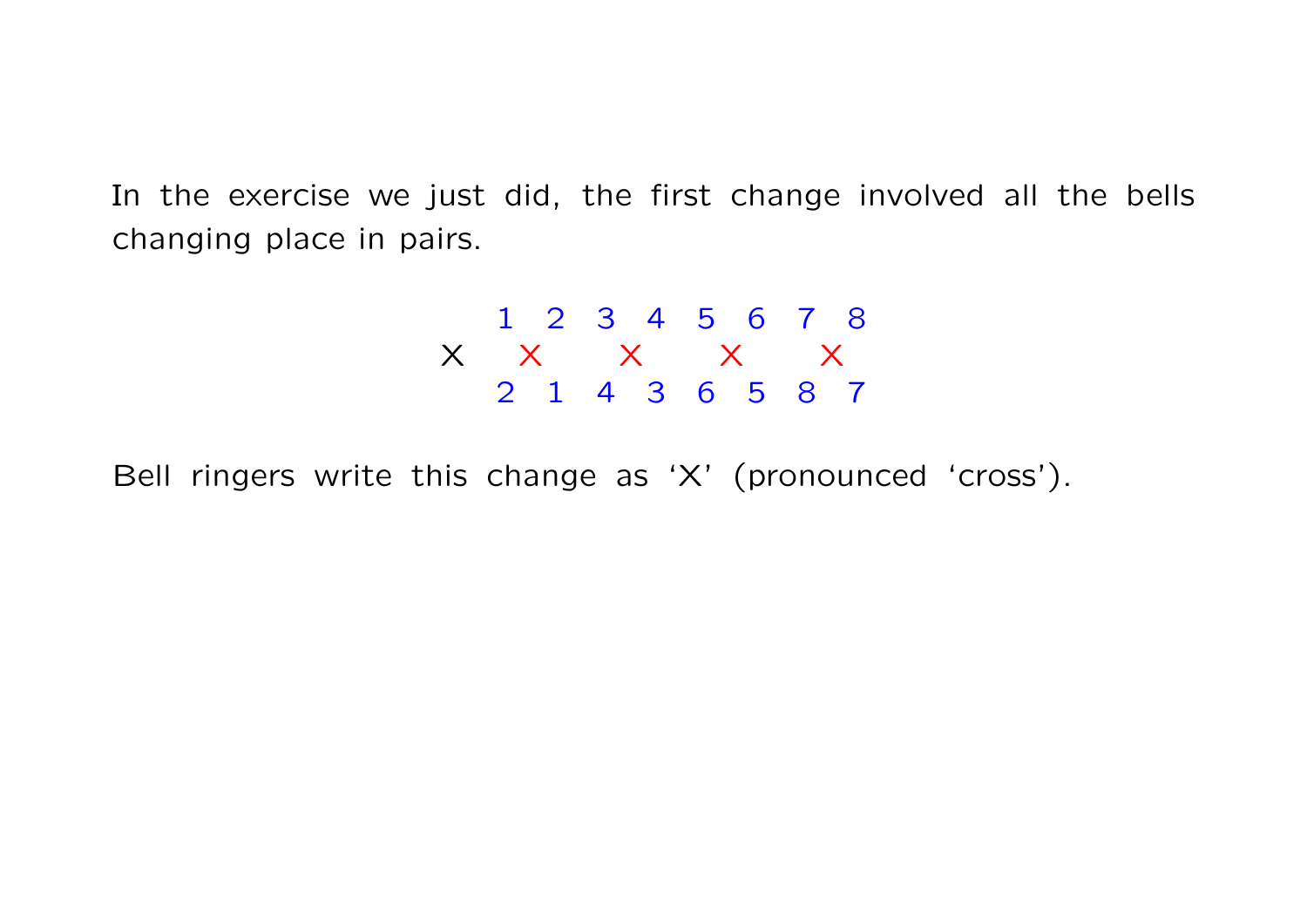In the exercise we just did, the first change involved all the bells changing place in pairs.

```
      1   2   3   4   5   6   7   8
X       ×       ×       ×       ×
      2   1   4   3   6   5   8   7
```

Bell ringers write this change as ‘X’ (pronounced ‘cross’).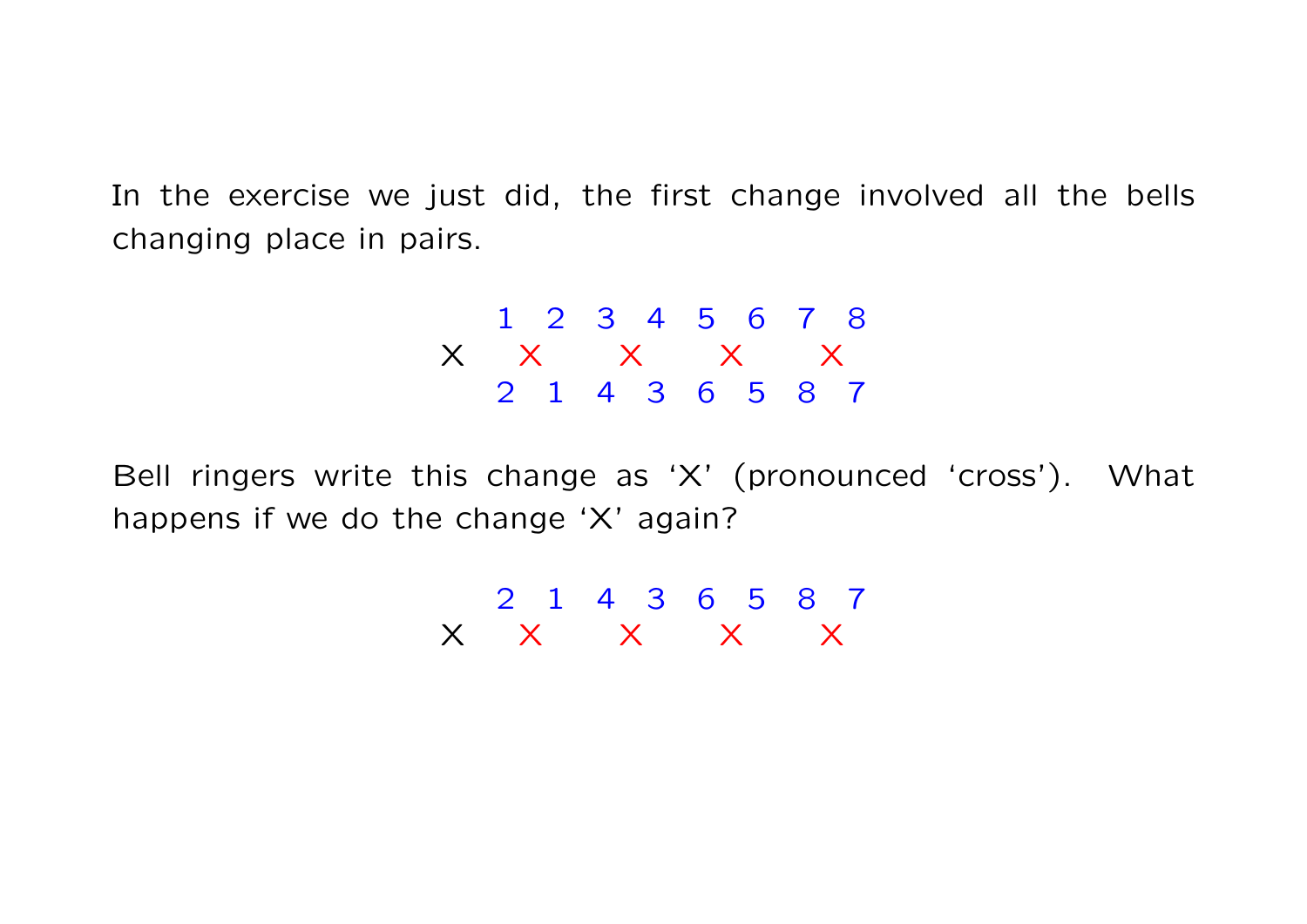In the exercise we just did, the first change involved all the bells changing place in pairs.

```
    1   2   3   4   5   6   7   8
X     ×       ×       ×       ×
    2   1   4   3   6   5   8   7
```

Bell ringers write this change as ‘X’ (pronounced ‘cross’). What happens if we do the change ‘X’ again?

```
    2   1   4   3   6   5   8   7
X     ×       ×       ×       ×
```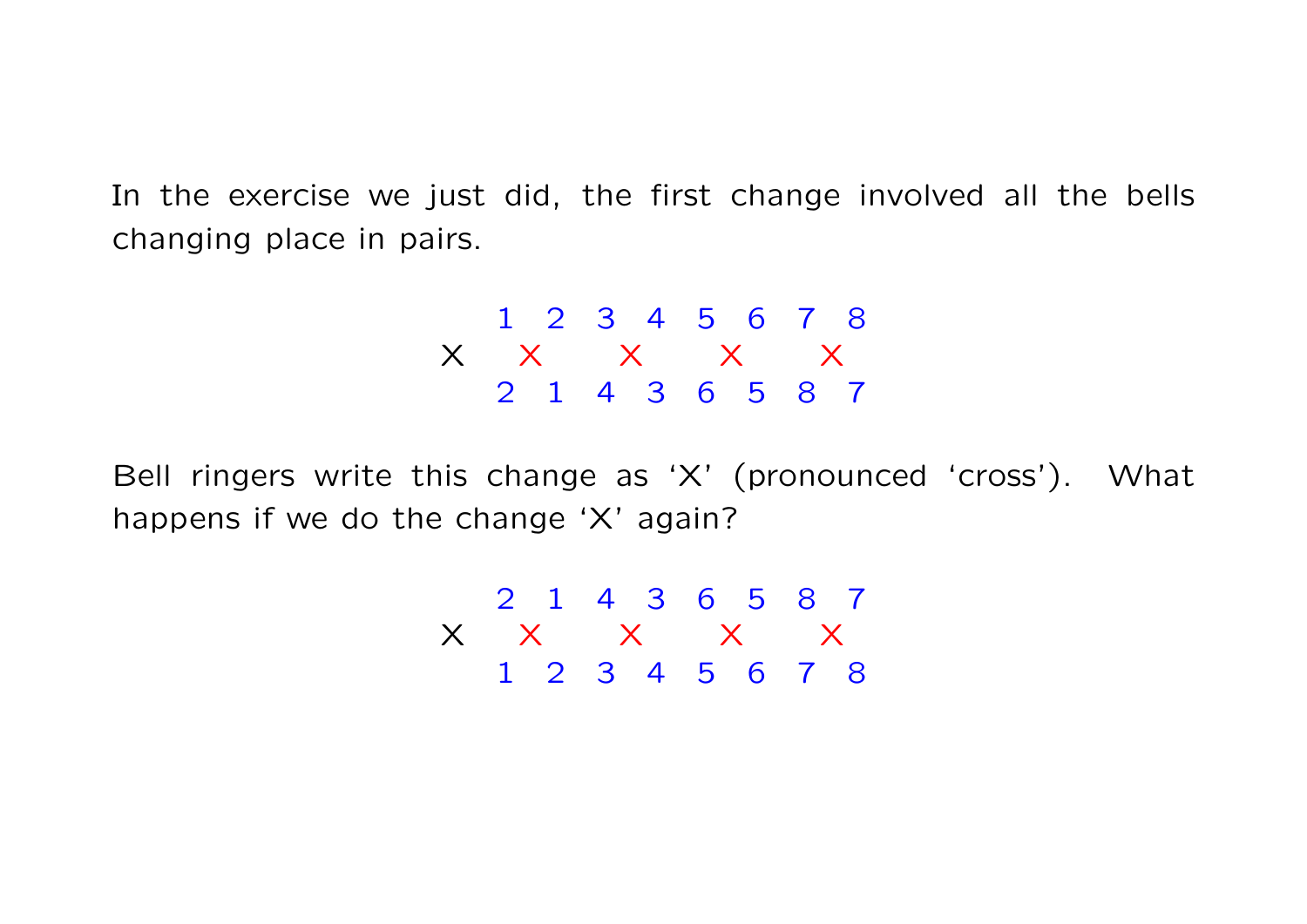In the exercise we just did, the first change involved all the bells changing place in pairs.

```
     1  2  3  4  5  6  7  8
X     ×     ×     ×     ×
     2  1  4  3  6  5  8  7
```

Bell ringers write this change as ‘X’ (pronounced ‘cross’). What happens if we do the change ‘X’ again?

```
     2  1  4  3  6  5  8  7
X     ×     ×     ×     ×
     1  2  3  4  5  6  7  8
```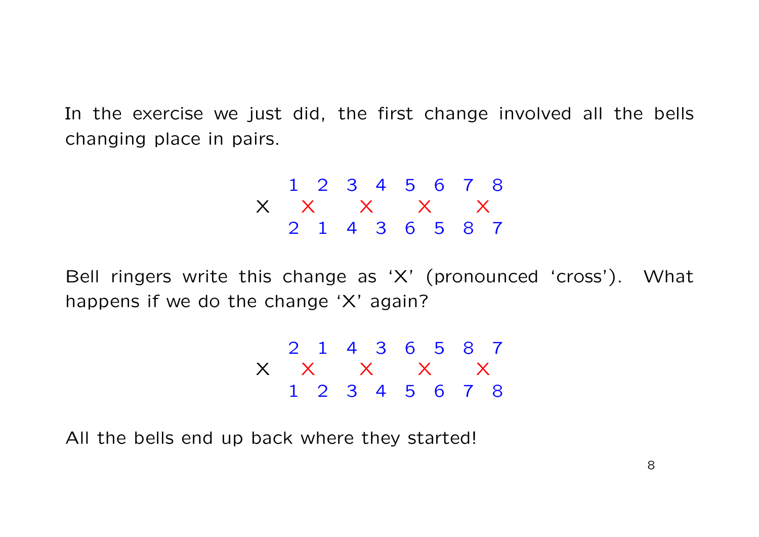In the exercise we just did, the first change involved all the bells changing place in pairs.

```
      1   2   3   4   5   6   7   8
X       ×       ×       ×       ×
      2   1   4   3   6   5   8   7
```

Bell ringers write this change as ‘X’ (pronounced ‘cross’). What happens if we do the change ‘X’ again?

```
      2   1   4   3   6   5   8   7
X       ×       ×       ×       ×
      1   2   3   4   5   6   7   8
```

All the bells end up back where they started!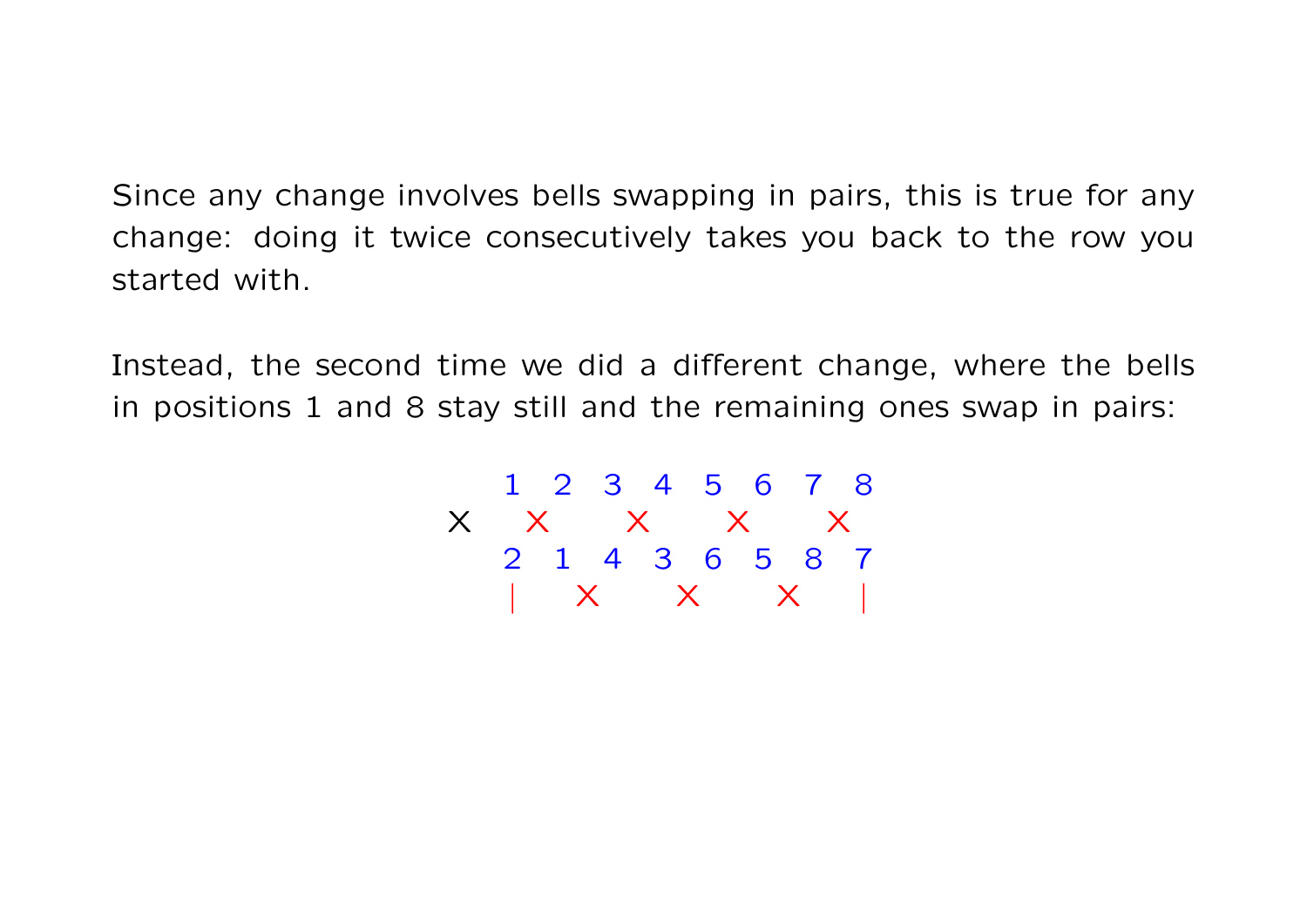Since any change involves bells swapping in pairs, this is true for any change: doing it twice consecutively takes you back to the row you started with.

Instead, the second time we did a different change, where the bells in positions 1 and 8 stay still and the remaining ones swap in pairs:

```
     1   2   3   4   5   6   7   8
X      X       X       X       X
     2   1   4   3   6   5   8   7
     |     X       X       X     |
```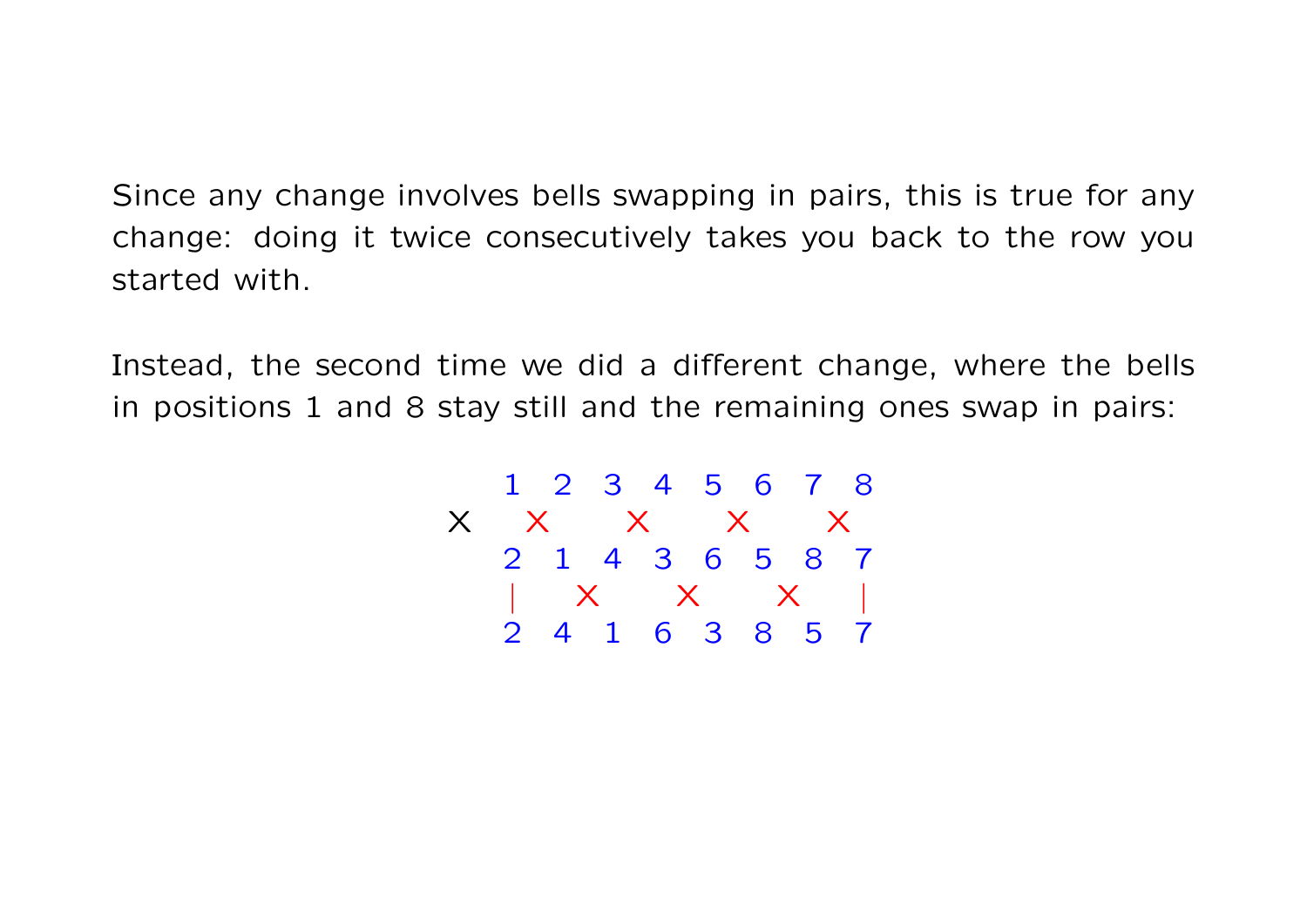Since any change involves bells swapping in pairs, this is true for any change: doing it twice consecutively takes you back to the row you started with.

Instead, the second time we did a different change, where the bells in positions 1 and 8 stay still and the remaining ones swap in pairs:

```
     1  2  3  4  5  6  7  8
X     X     X     X     X
     2  1  4  3  6  5  8  7
     |     X     X     X     |
     2  4  1  6  3  8  5  7
```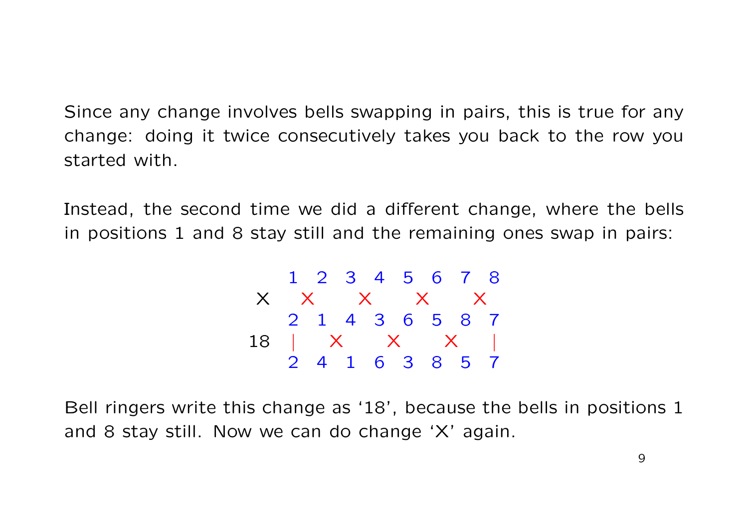Since any change involves bells swapping in pairs, this is true for any change: doing it twice consecutively takes you back to the row you started with.

Instead, the second time we did a different change, where the bells in positions 1 and 8 stay still and the remaining ones swap in pairs:

```
       1   2   3   4   5   6   7   8
X        X       X       X       X
       2   1   4   3   6   5   8   7
18     |     X       X       X     |
       2   4   1   6   3   8   5   7
```

Bell ringers write this change as '18', because the bells in positions 1 and 8 stay still. Now we can do change 'X' again.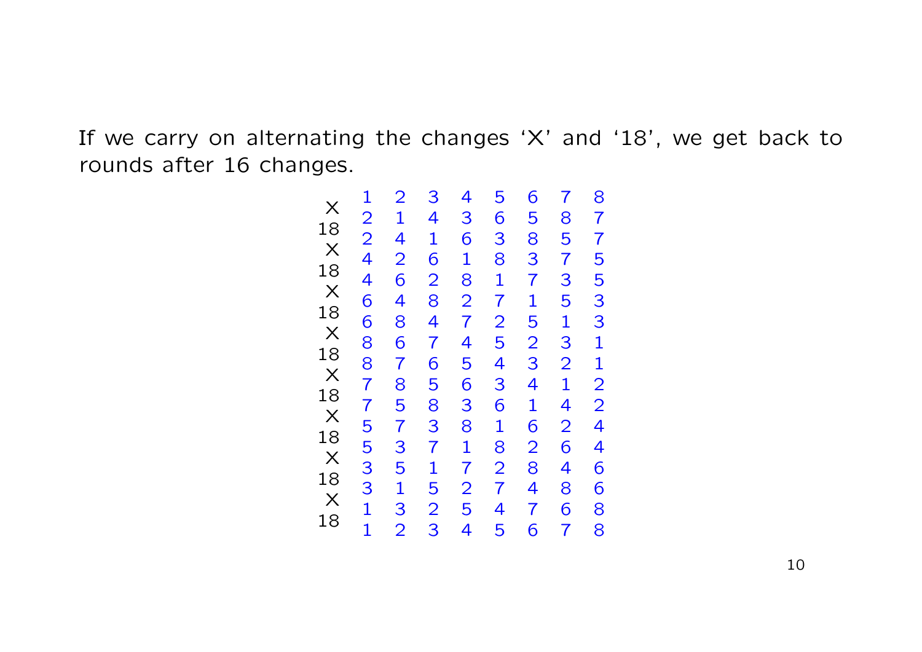If we carry on alternating the changes ‘X’ and ‘18’, we get back to rounds after 16 changes.

```
     1 2 3 4 5 6 7 8
X
     2 1 4 3 6 5 8 7
18
     2 4 1 6 3 8 5 7
X
     4 2 6 1 8 3 7 5
18
     4 6 2 8 1 7 3 5
X
     6 4 8 2 7 1 5 3
18
     6 8 4 7 2 5 1 3
X
     8 6 7 4 5 2 3 1
18
     8 7 6 5 4 3 2 1
X
     7 8 5 6 3 4 1 2
18
     7 5 8 3 6 1 4 2
X
     5 7 3 8 1 6 2 4
18
     5 3 7 1 8 2 6 4
X
     3 5 1 7 2 8 4 6
18
     3 1 5 2 7 4 8 6
X
     1 3 2 5 4 7 6 8
18
     1 2 3 4 5 6 7 8
```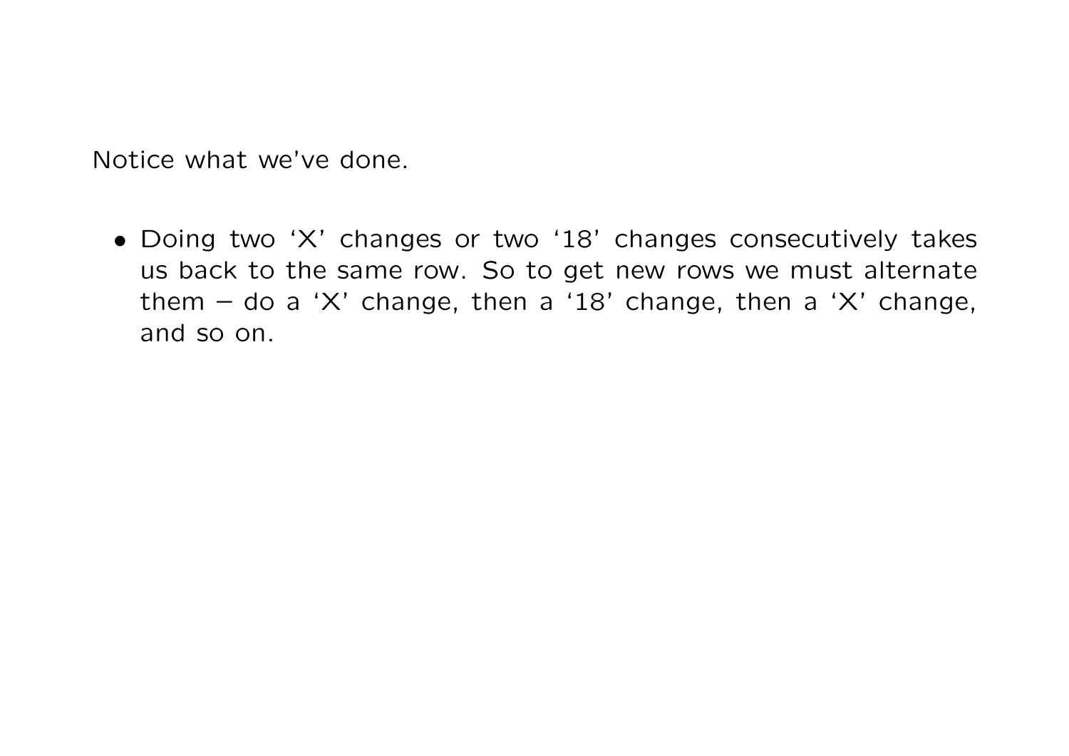Notice what we've done.

- Doing two 'X' changes or two '18' changes consecutively takes us back to the same row. So to get new rows we must alternate them – do a 'X' change, then a '18' change, then a 'X' change, and so on.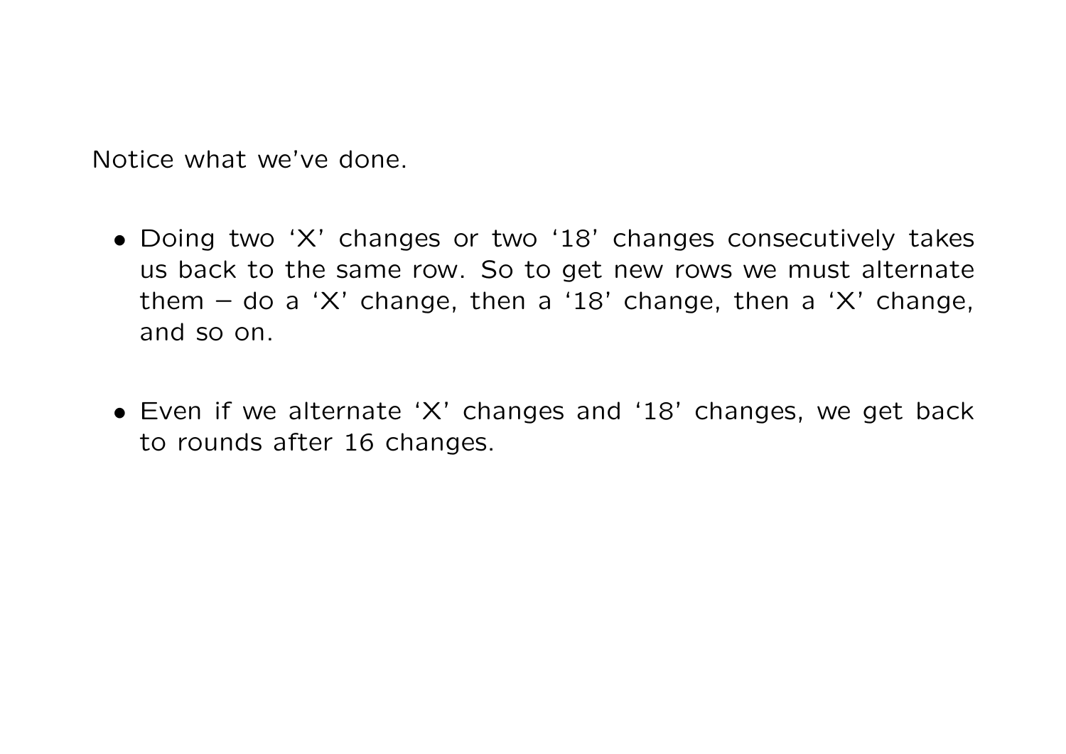Notice what we've done.

- Doing two 'X' changes or two '18' changes consecutively takes us back to the same row. So to get new rows we must alternate them – do a 'X' change, then a '18' change, then a 'X' change, and so on.

- Even if we alternate 'X' changes and '18' changes, we get back to rounds after 16 changes.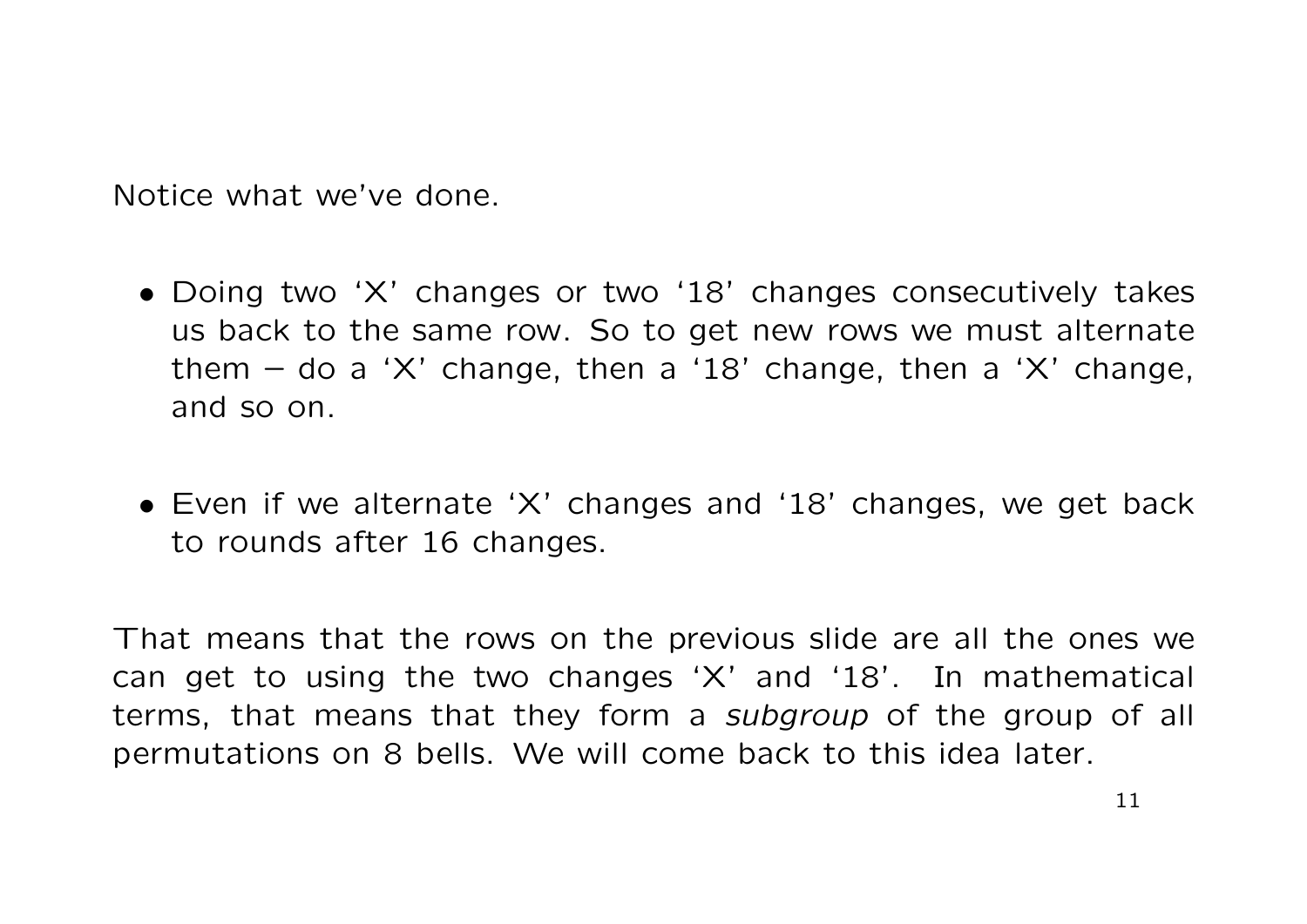Notice what we've done.

- Doing two 'X' changes or two '18' changes consecutively takes us back to the same row. So to get new rows we must alternate them – do a 'X' change, then a '18' change, then a 'X' change, and so on.

- Even if we alternate 'X' changes and '18' changes, we get back to rounds after 16 changes.

That means that the rows on the previous slide are all the ones we can get to using the two changes 'X' and '18'. In mathematical terms, that means that they form a *subgroup* of the group of all permutations on 8 bells. We will come back to this idea later.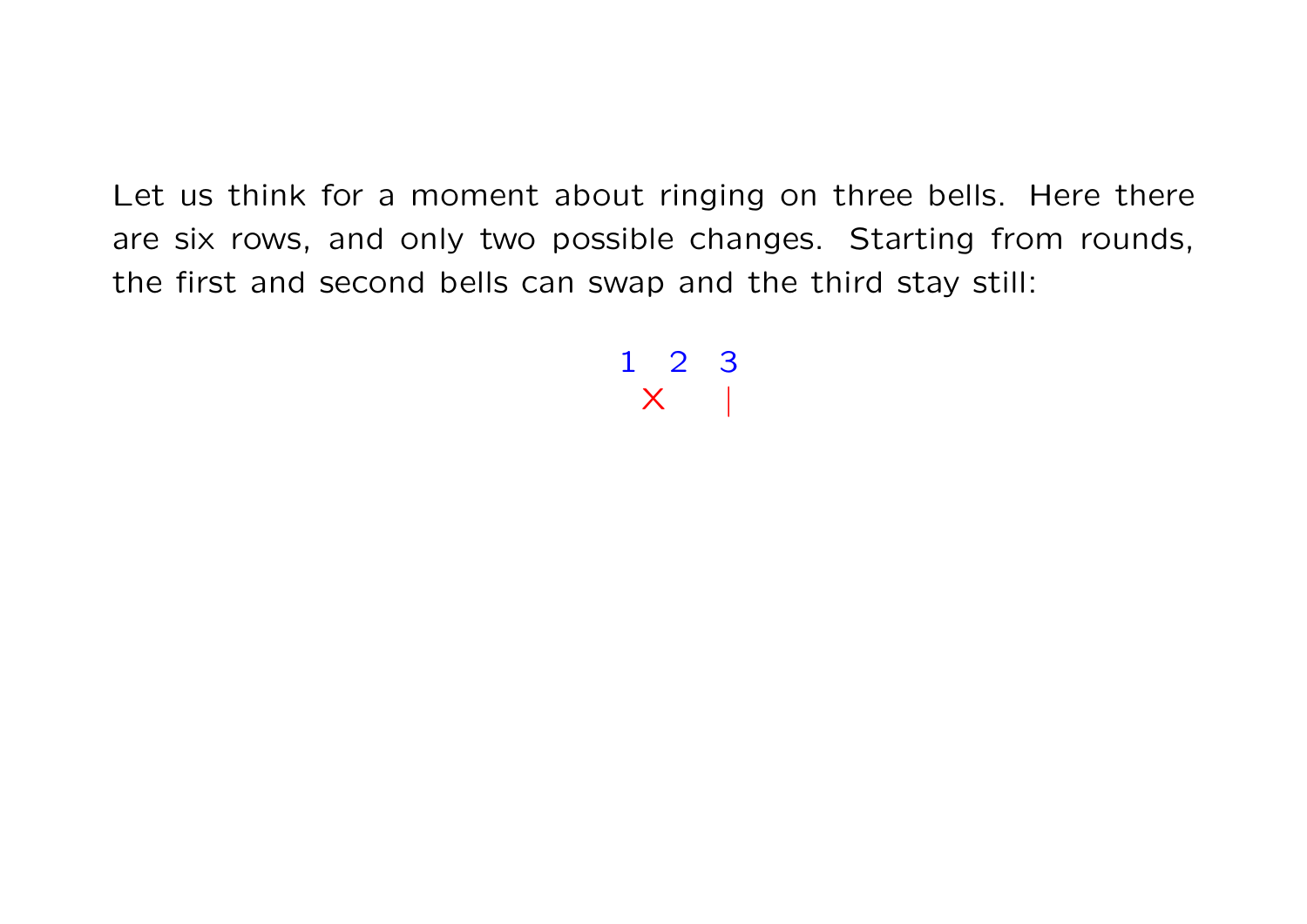Let us think for a moment about ringing on three bells. Here there are six rows, and only two possible changes. Starting from rounds, the first and second bells can swap and the third stay still:

```
1  2  3
 X    |
```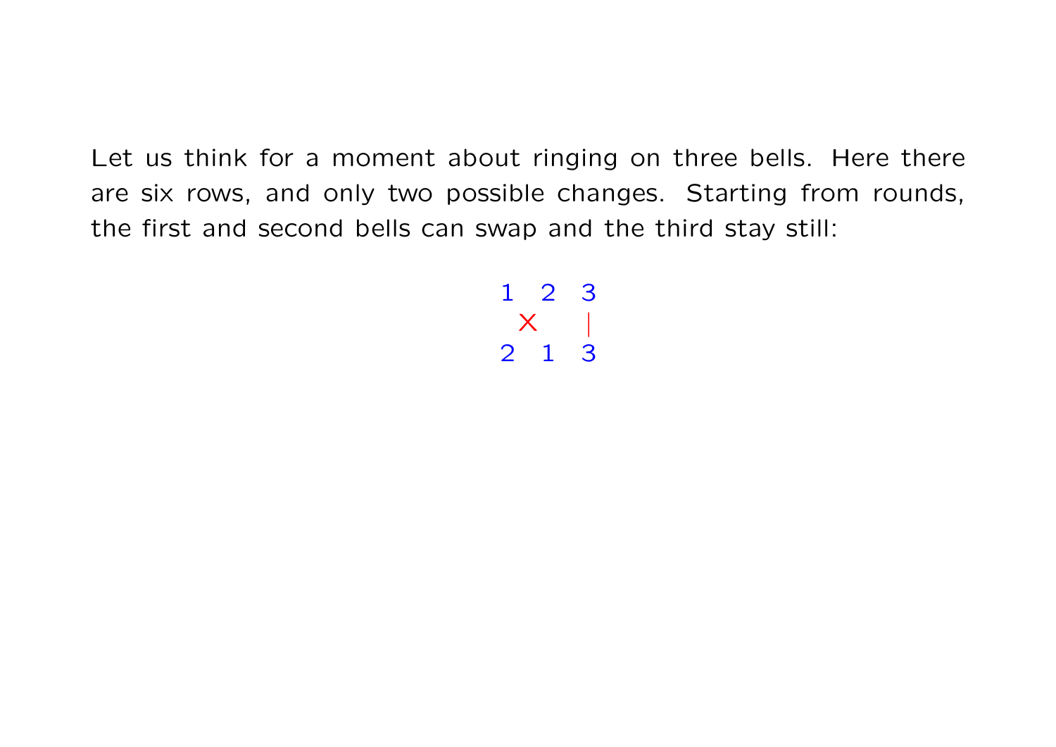Let us think for a moment about ringing on three bells. Here there are six rows, and only two possible changes. Starting from rounds, the first and second bells can swap and the third stay still:

```
1   2   3
  X     |
2   1   3
```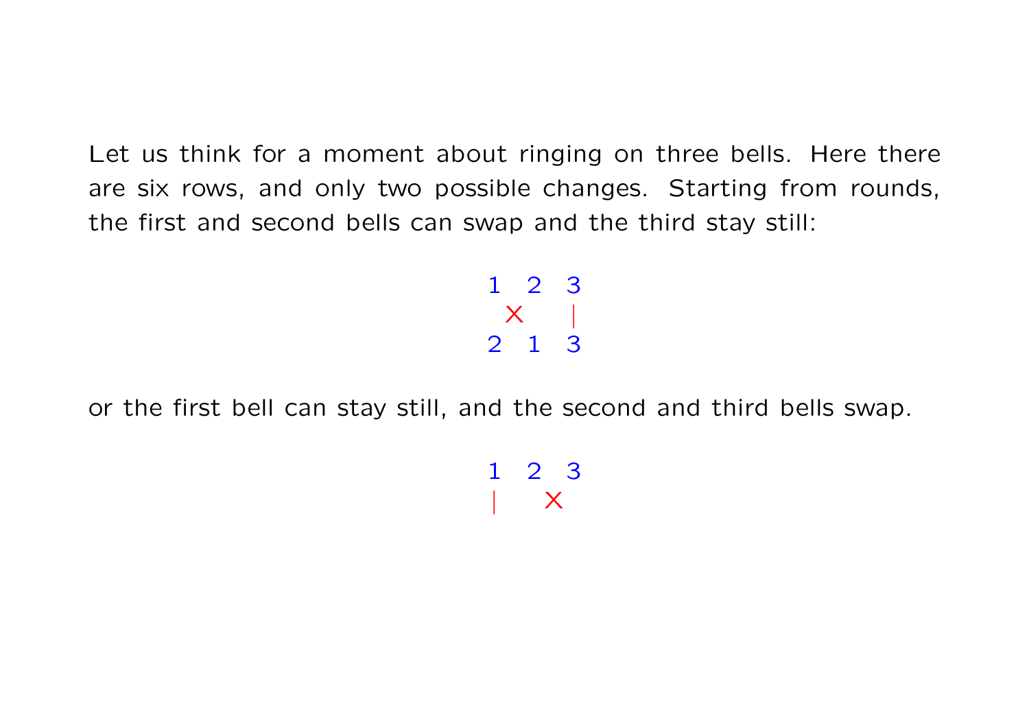Let us think for a moment about ringing on three bells. Here there are six rows, and only two possible changes. Starting from rounds, the first and second bells can swap and the third stay still:

```
1  2  3
 X    |
2  1  3
```

or the first bell can stay still, and the second and third bells swap.

```
1  2  3
|    X
```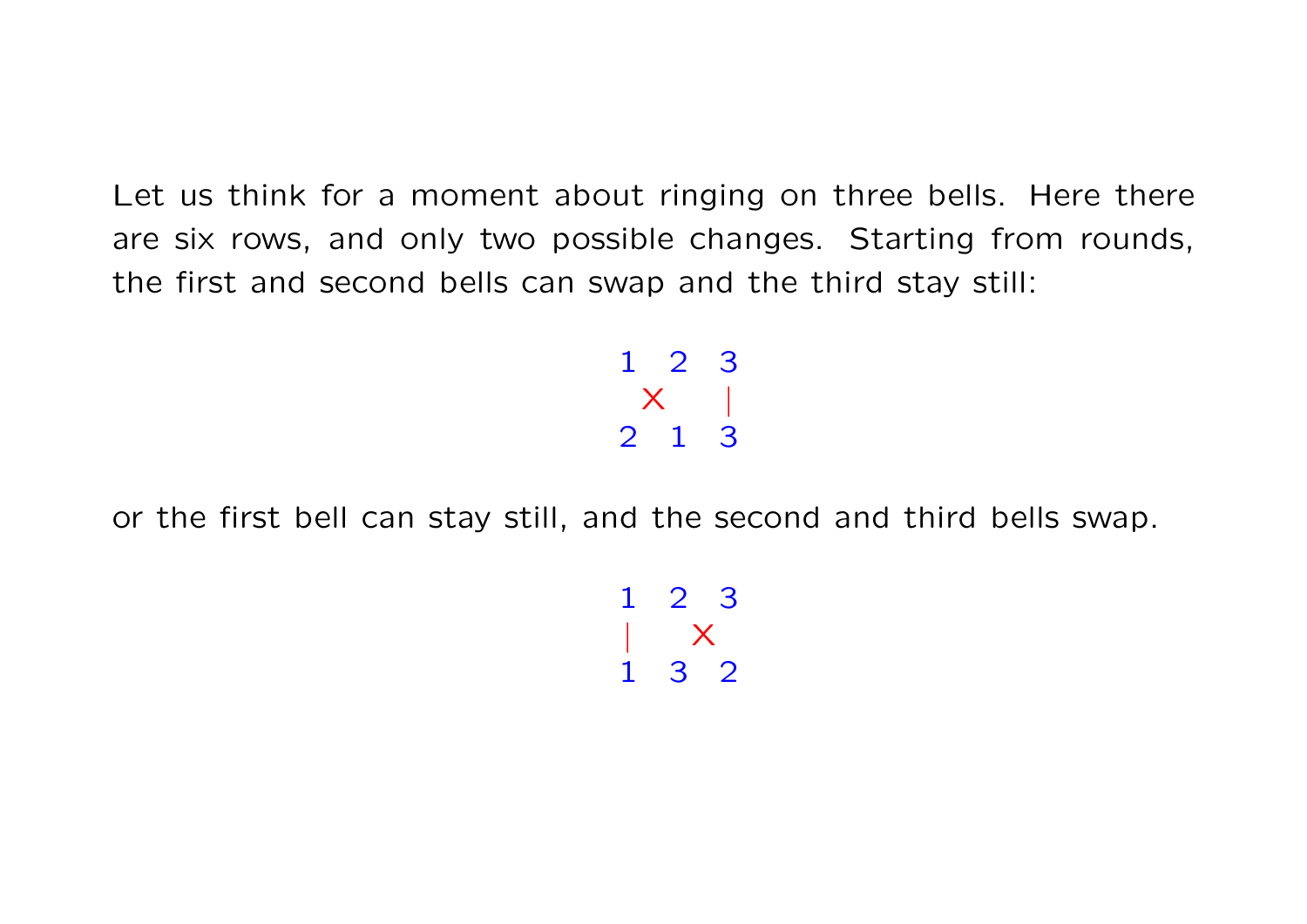Let us think for a moment about ringing on three bells. Here there are six rows, and only two possible changes. Starting from rounds, the first and second bells can swap and the third stay still:

```
1   2   3
  X     |
2   1   3
```

or the first bell can stay still, and the second and third bells swap.

```
1   2   3
|     X
1   3   2
```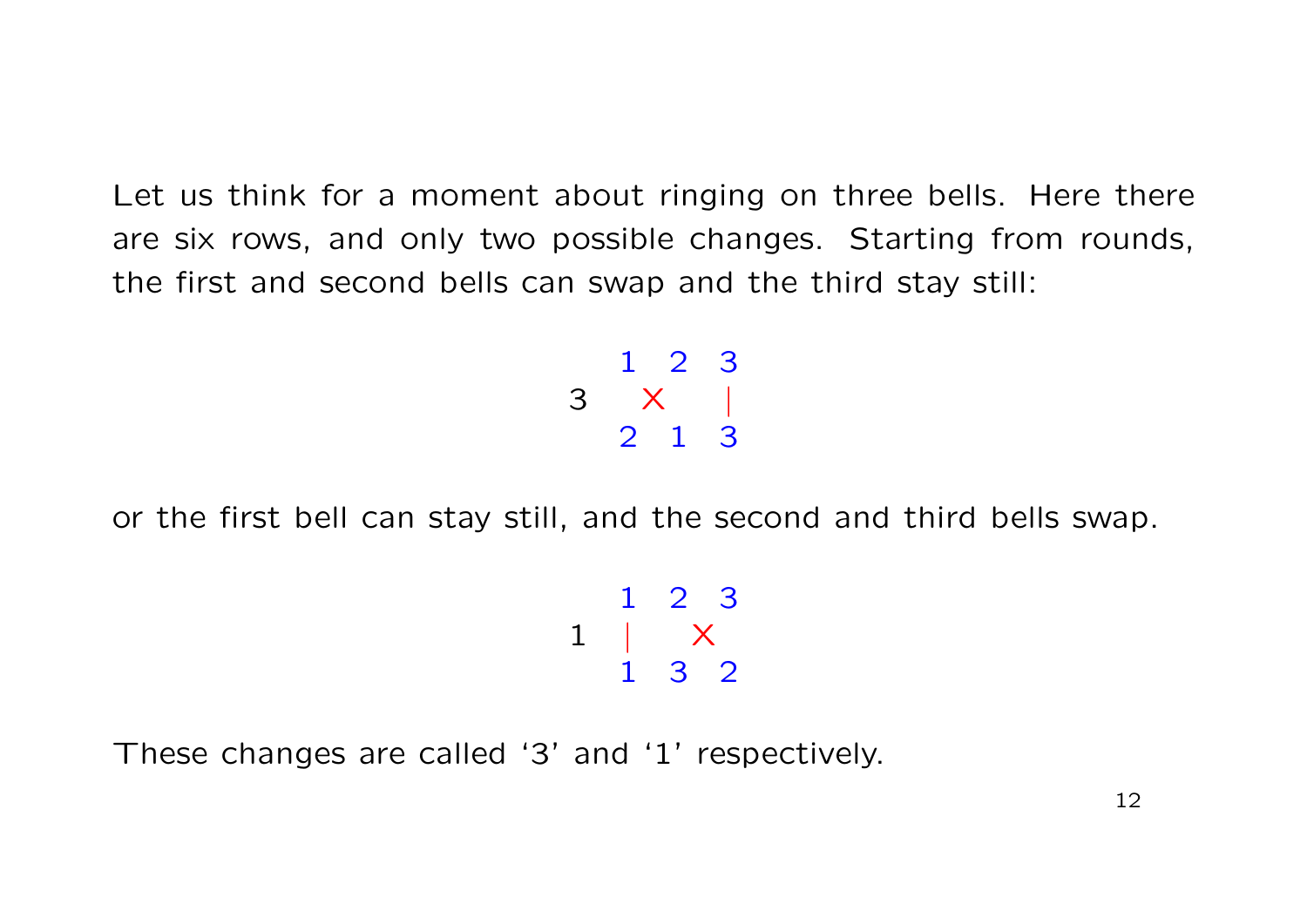Let us think for a moment about ringing on three bells. Here there are six rows, and only two possible changes. Starting from rounds, the first and second bells can swap and the third stay still:

```
    1 2 3
3    X  |
    2 1 3
```

or the first bell can stay still, and the second and third bells swap.

```
    1 2 3
1   |  X
    1 3 2
```

These changes are called '3' and '1' respectively.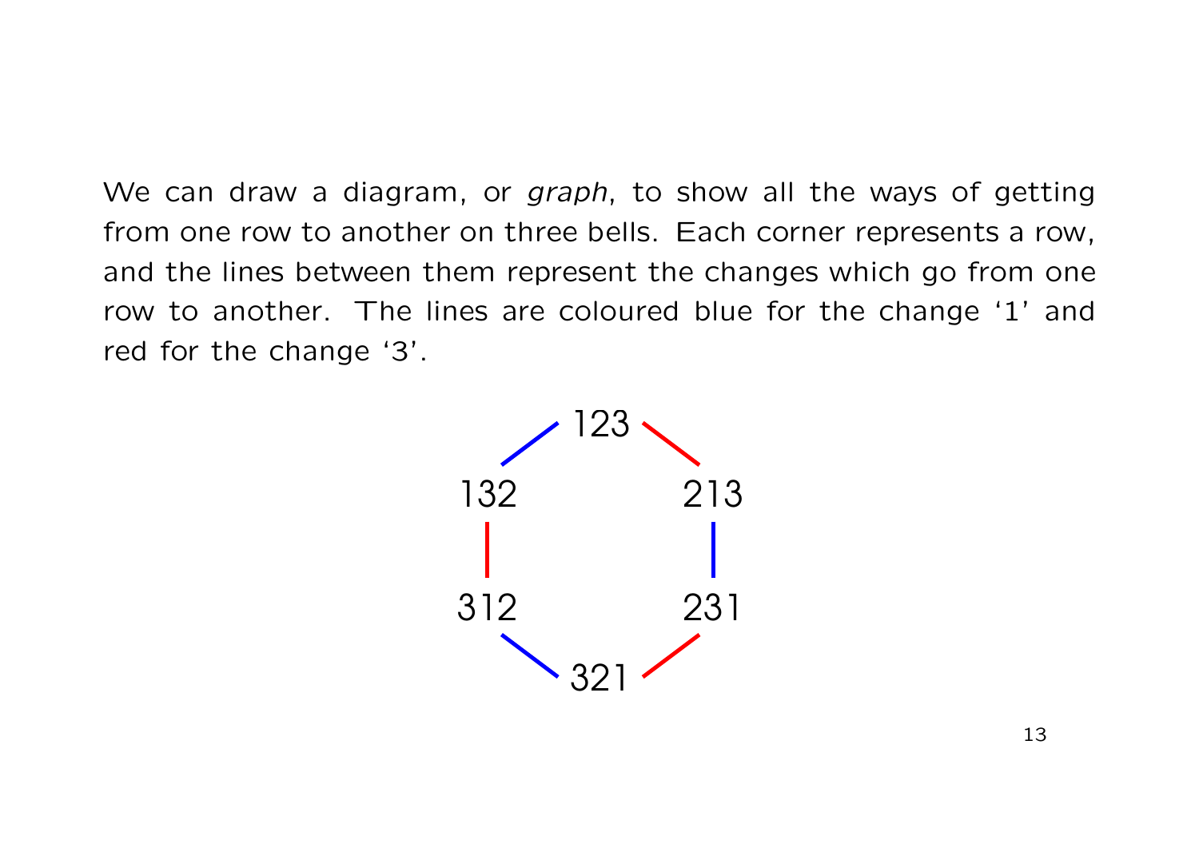We can draw a diagram, or *graph*, to show all the ways of getting from one row to another on three bells. Each corner represents a row, and the lines between them represent the changes which go from one row to another. The lines are coloured blue for the change '1' and red for the change '3'.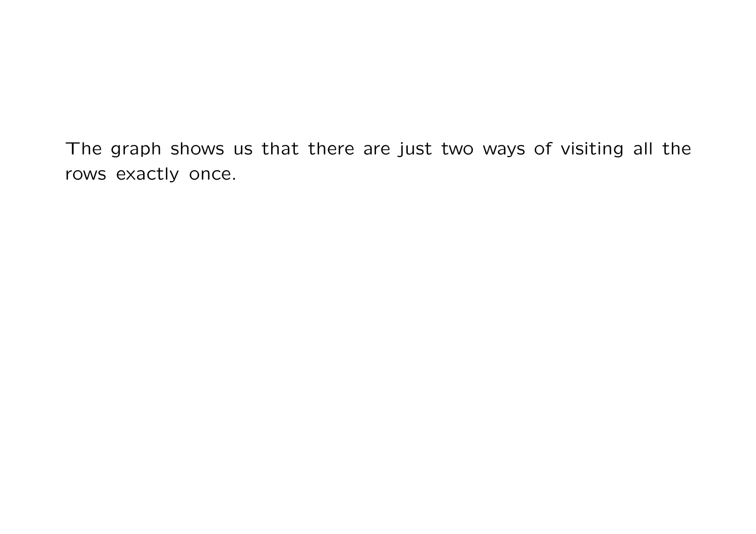The graph shows us that there are just two ways of visiting all the rows exactly once.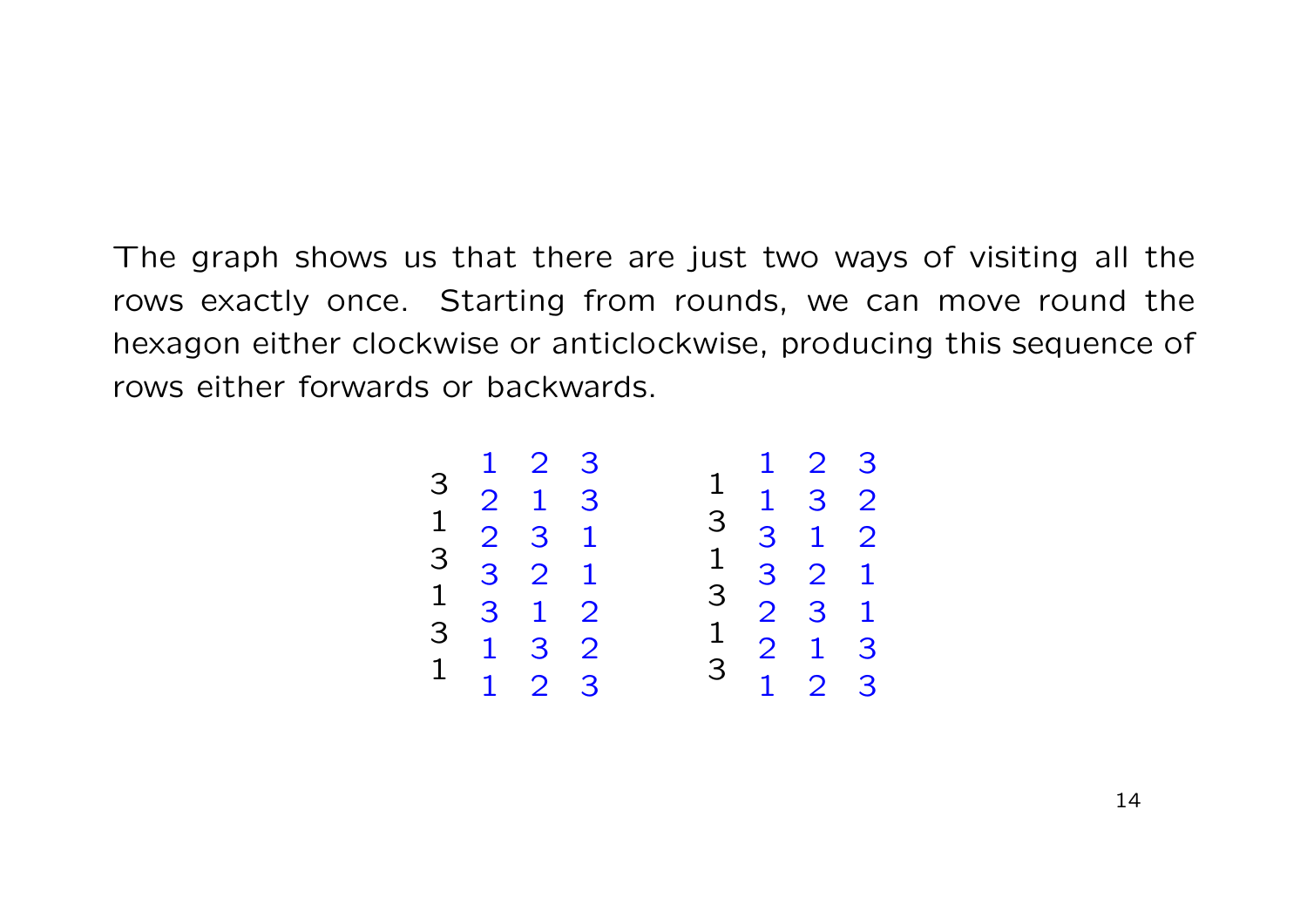The graph shows us that there are just two ways of visiting all the rows exactly once. Starting from rounds, we can move round the hexagon either clockwise or anticlockwise, producing this sequence of rows either forwards or backwards.

```
     1 2 3            1 2 3
3                 1
     2 1 3            1 3 2
1                 3
     2 3 1            3 1 2
3                 1
     3 2 1            3 2 1
1                 3
     3 1 2            2 3 1
3                 1
     1 3 2            2 1 3
1                 3
     1 2 3            1 2 3
```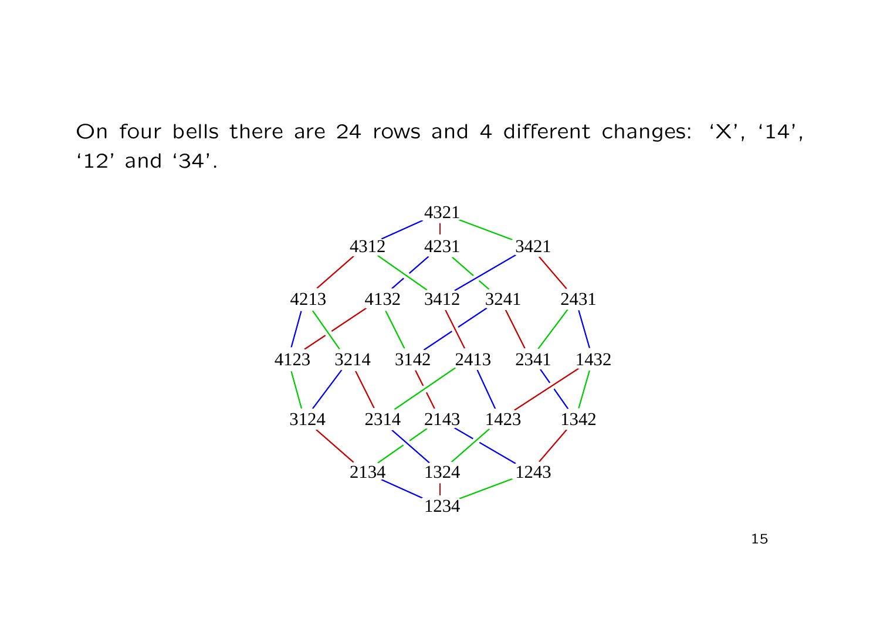On four bells there are 24 rows and 4 different changes: ‘X’, ‘14’, ‘12’ and ‘34’.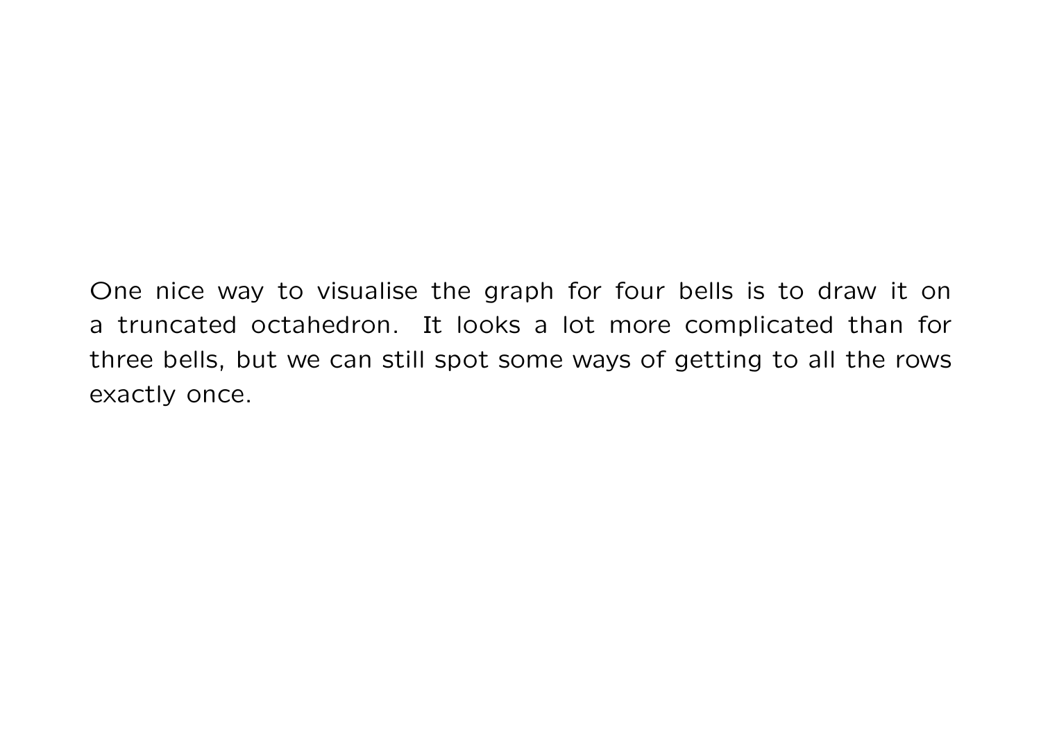One nice way to visualise the graph for four bells is to draw it on a truncated octahedron. It looks a lot more complicated than for three bells, but we can still spot some ways of getting to all the rows exactly once.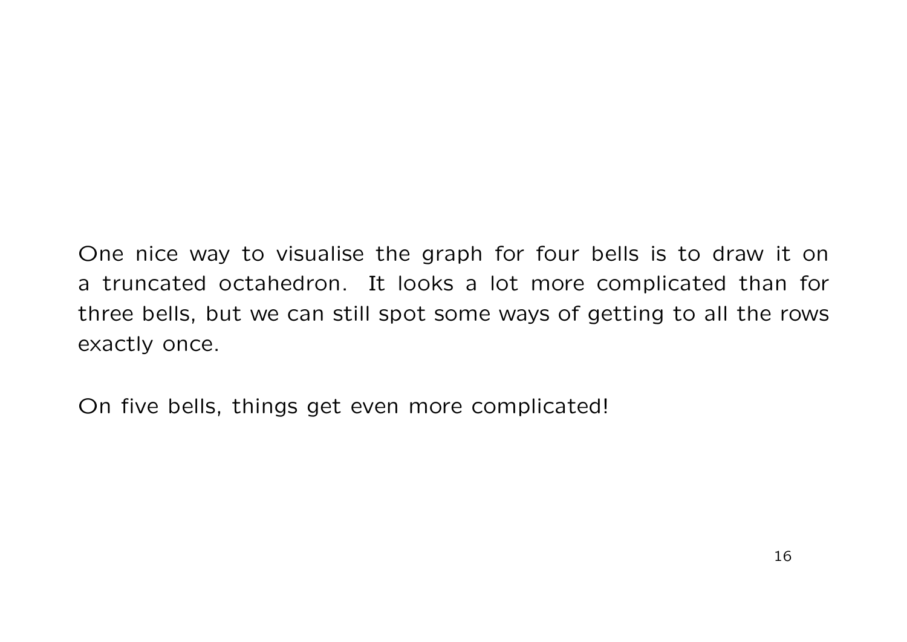One nice way to visualise the graph for four bells is to draw it on a truncated octahedron. It looks a lot more complicated than for three bells, but we can still spot some ways of getting to all the rows exactly once.

On five bells, things get even more complicated!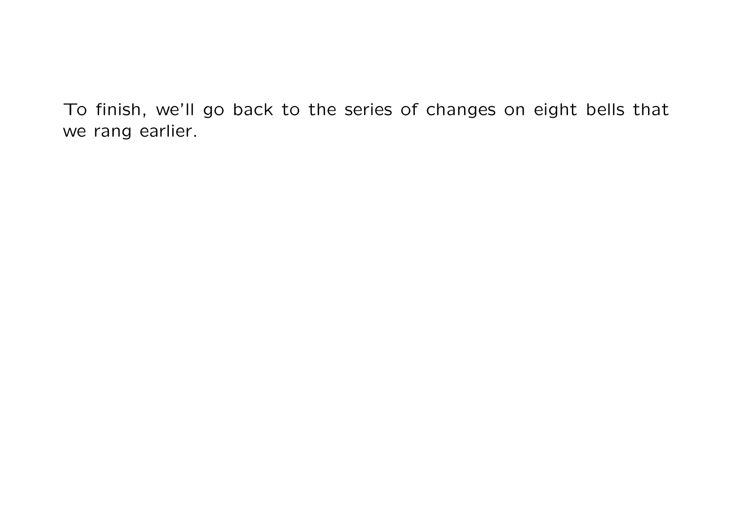To finish, we'll go back to the series of changes on eight bells that we rang earlier.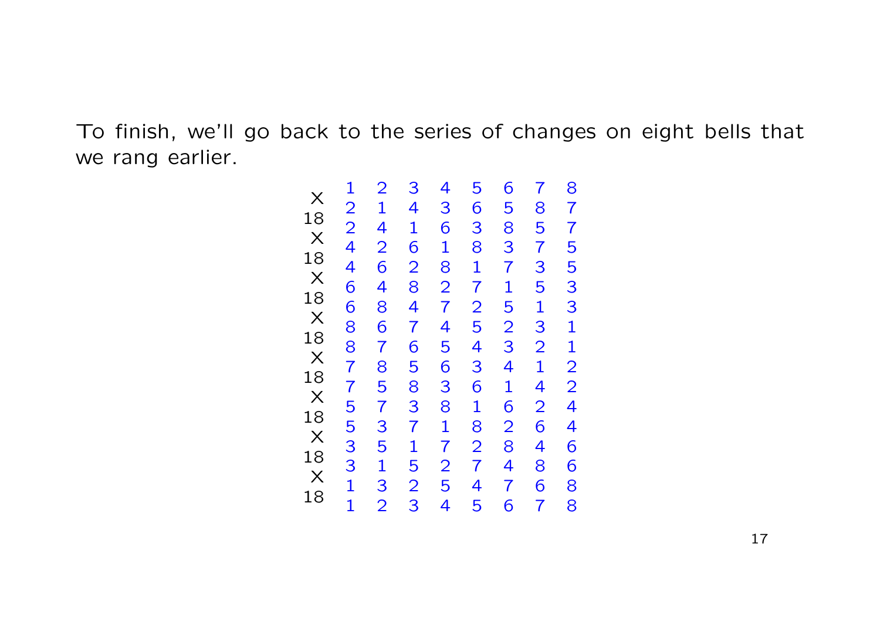To finish, we'll go back to the series of changes on eight bells that we rang earlier.

```
      1 2 3 4 5 6 7 8
  X
      2 1 4 3 6 5 8 7
  18
      2 4 1 6 3 8 5 7
  X
      4 2 6 1 8 3 7 5
  18
      4 6 2 8 1 7 3 5
  X
      6 4 8 2 7 1 5 3
  18
      6 8 4 7 2 5 1 3
  X
      8 6 7 4 5 2 3 1
  18
      8 7 6 5 4 3 2 1
  X
      7 8 5 6 3 4 1 2
  18
      7 5 8 3 6 1 4 2
  X
      5 7 3 8 1 6 2 4
  18
      5 3 7 1 8 2 6 4
  X
      3 5 1 7 2 8 4 6
  18
      3 1 5 2 7 4 8 6
  X
      1 3 2 5 4 7 6 8
  18
      1 2 3 4 5 6 7 8
```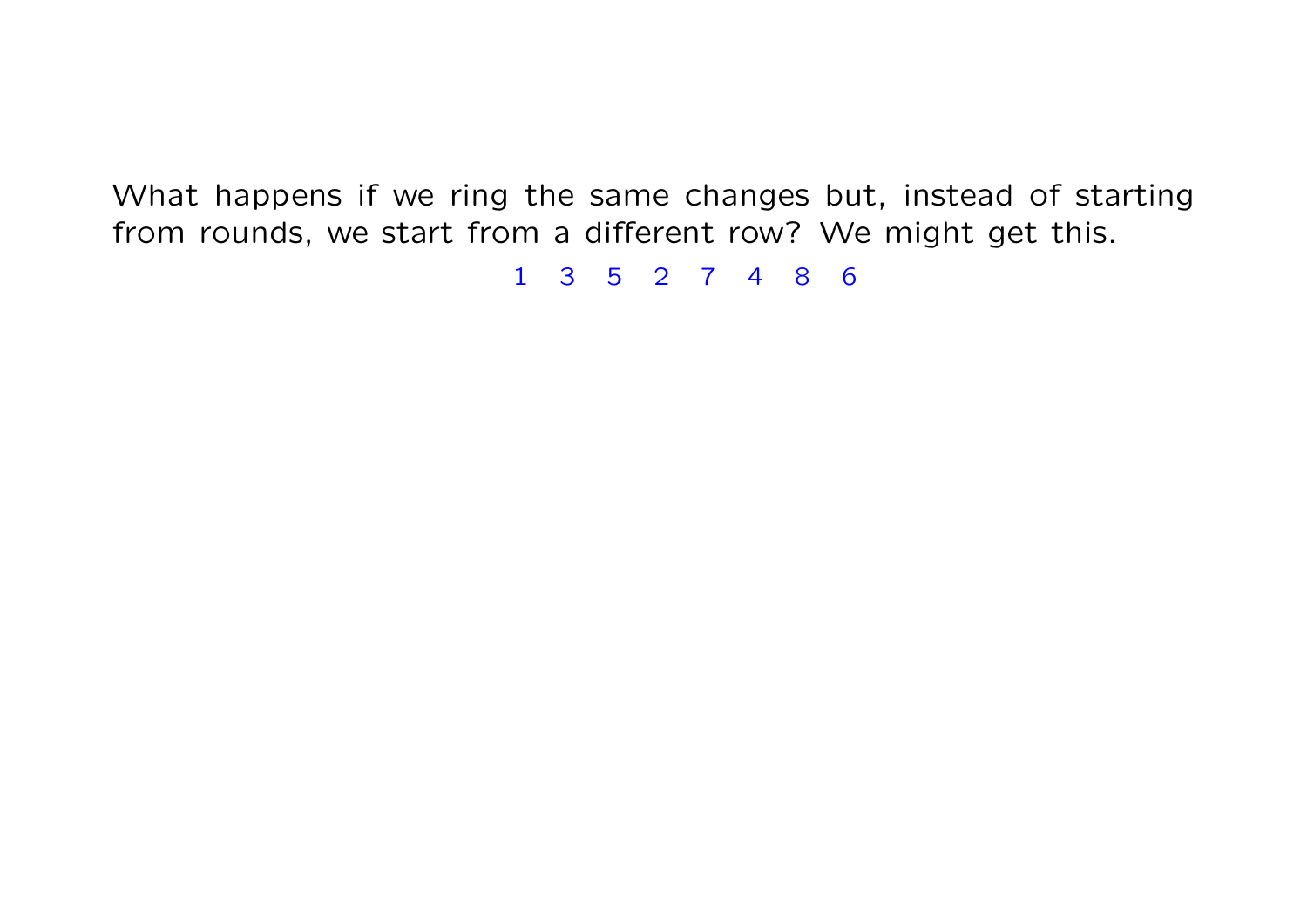What happens if we ring the same changes but, instead of starting from rounds, we start from a different row? We might get this.

1 3 5 2 7 4 8 6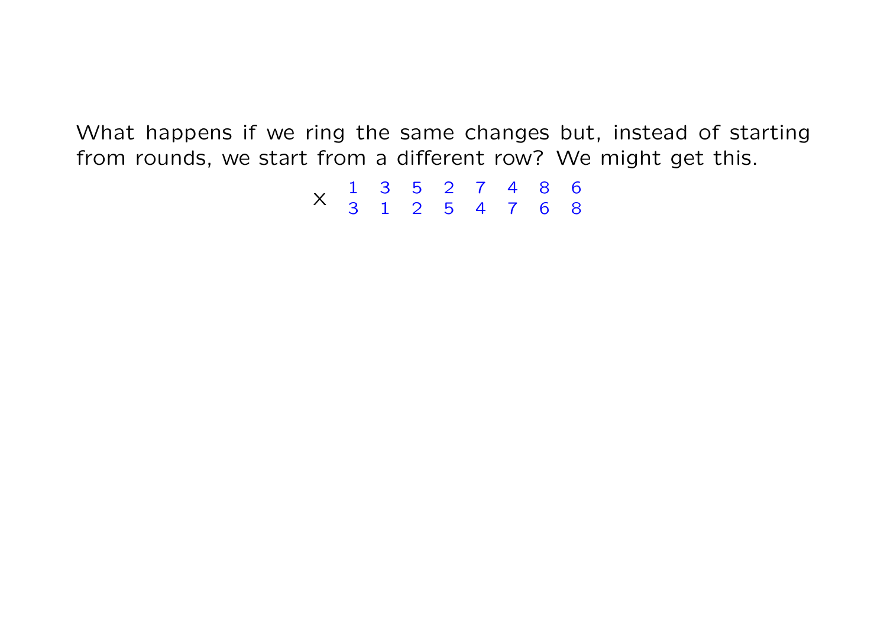What happens if we ring the same changes but, instead of starting from rounds, we start from a different row? We might get this.

$$\times \quad \begin{matrix} 1 & 3 & 5 & 2 & 7 & 4 & 8 & 6 \\ 3 & 1 & 2 & 5 & 4 & 7 & 6 & 8 \end{matrix}$$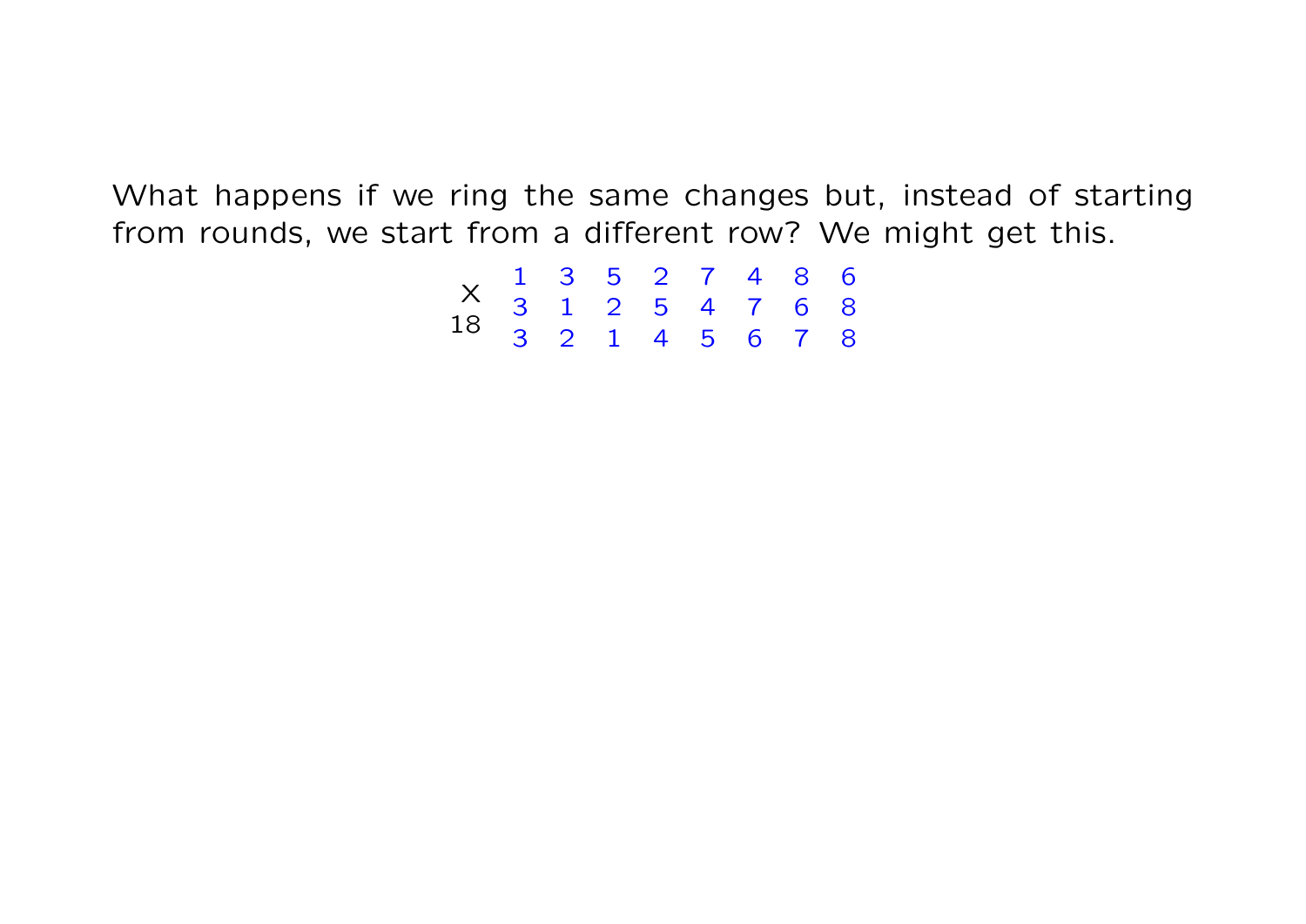What happens if we ring the same changes but, instead of starting from rounds, we start from a different row? We might get this.

```
       1 3 5 2 7 4 8 6
  X    3 1 2 5 4 7 6 8
  18   3 2 1 4 5 6 7 8
```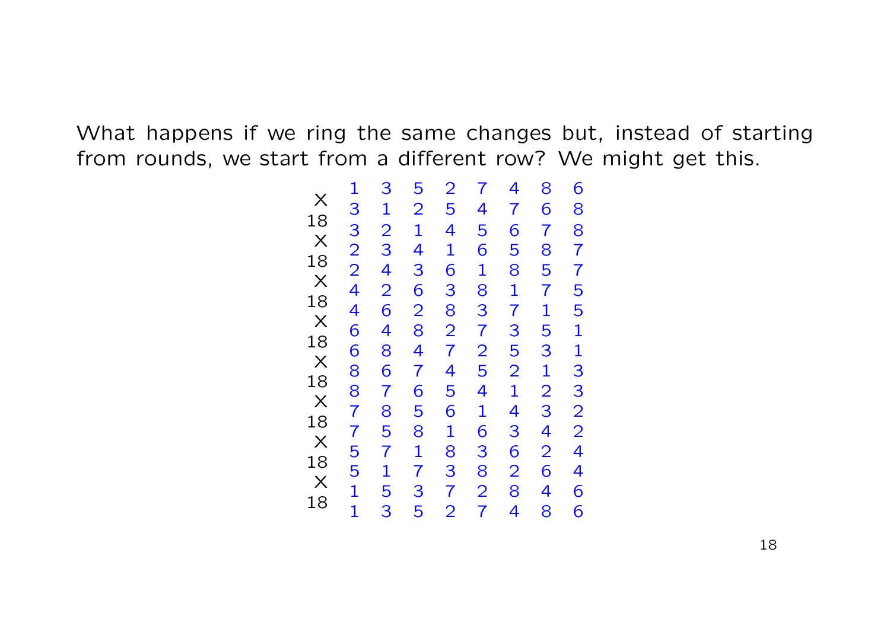What happens if we ring the same changes but, instead of starting from rounds, we start from a different row? We might get this.

```
        1  3  5  2  7  4  8  6
  X
        3  1  2  5  4  7  6  8
 18
        3  2  1  4  5  6  7  8
  X
        2  3  4  1  6  5  8  7
 18
        2  4  3  6  1  8  5  7
  X
        4  2  6  3  8  1  7  5
 18
        4  6  2  8  3  7  1  5
  X
        6  4  8  2  7  3  5  1
 18
        6  8  4  7  2  5  3  1
  X
        8  6  7  4  5  2  1  3
 18
        8  7  6  5  4  1  2  3
  X
        7  8  5  6  1  4  3  2
 18
        7  5  8  1  6  3  4  2
  X
        5  7  1  8  3  6  2  4
 18
        5  1  7  3  8  2  6  4
  X
        1  5  3  7  2  8  4  6
 18
        1  3  5  2  7  4  8  6
```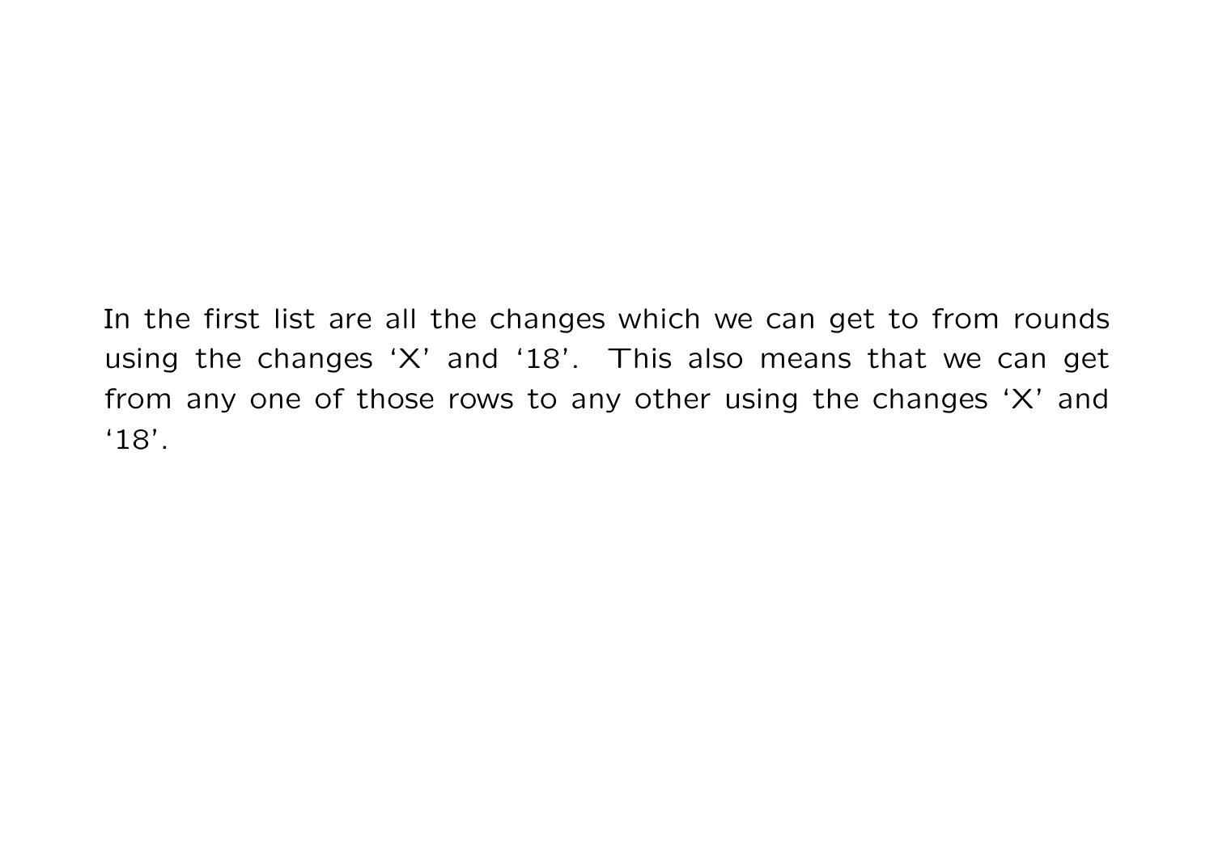In the first list are all the changes which we can get to from rounds using the changes ‘X’ and ‘18’. This also means that we can get from any one of those rows to any other using the changes ‘X’ and ‘18’.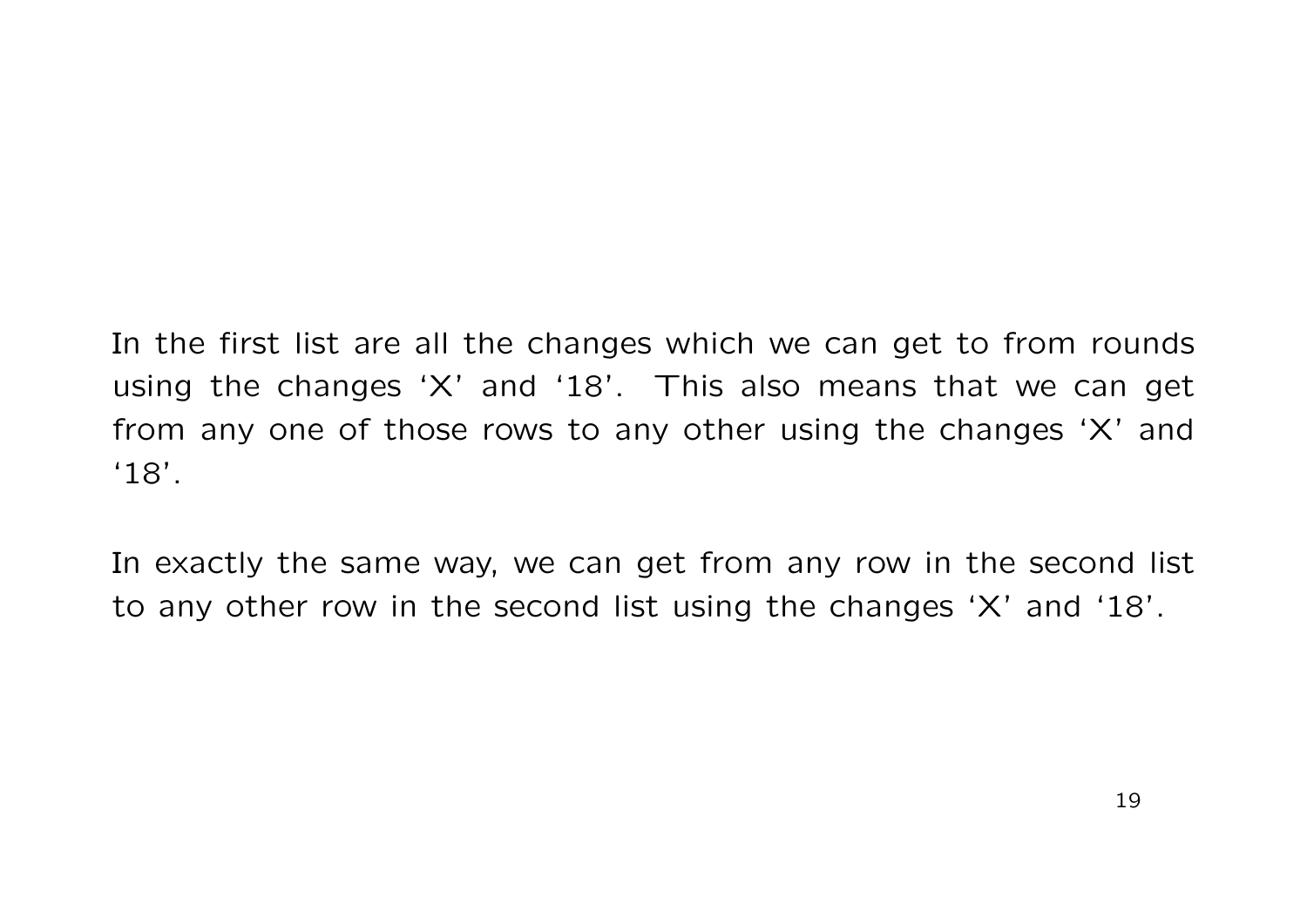In the first list are all the changes which we can get to from rounds using the changes ‘X’ and ‘18’. This also means that we can get from any one of those rows to any other using the changes ‘X’ and ‘18’.

In exactly the same way, we can get from any row in the second list to any other row in the second list using the changes ‘X’ and ‘18’.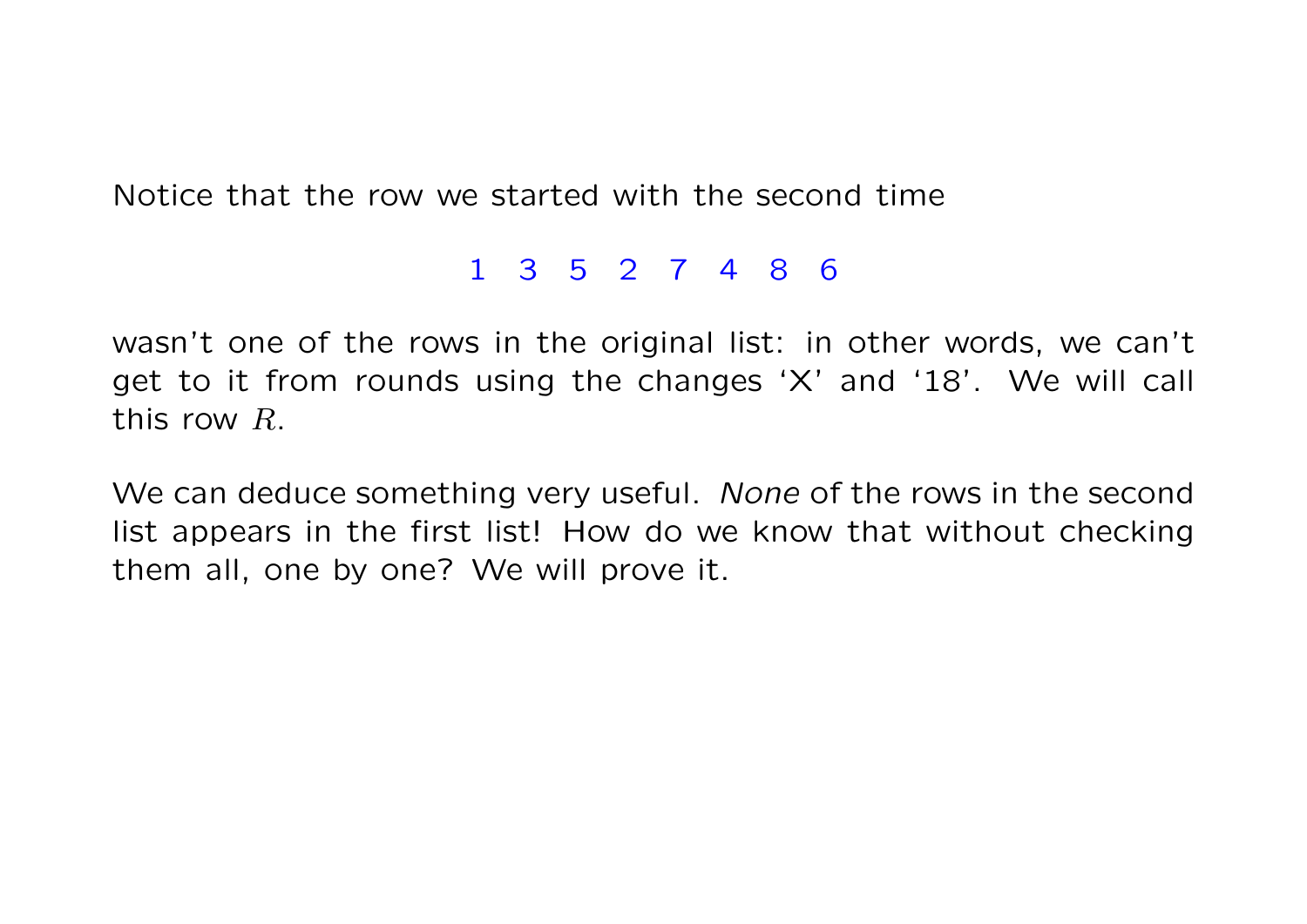Notice that the row we started with the second time

1 3 5 2 7 4 8 6

wasn't one of the rows in the original list: in other words, we can't get to it from rounds using the changes 'X' and '18'. We will call this row $R$.

We can deduce something very useful. *None* of the rows in the second list appears in the first list! How do we know that without checking them all, one by one? We will prove it.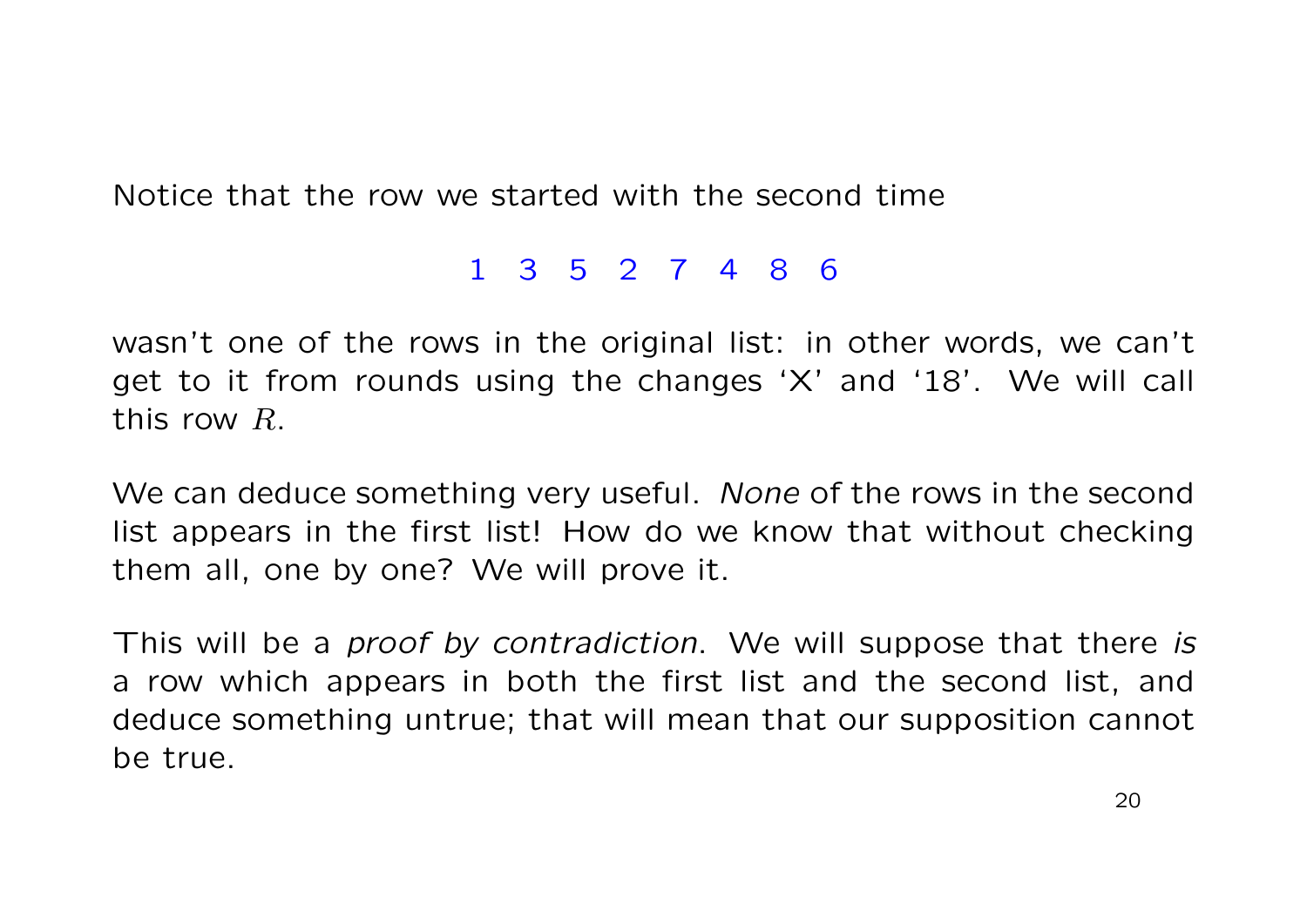Notice that the row we started with the second time

1 3 5 2 7 4 8 6

wasn't one of the rows in the original list: in other words, we can't get to it from rounds using the changes 'X' and '18'. We will call this row $R$.

We can deduce something very useful. *None* of the rows in the second list appears in the first list! How do we know that without checking them all, one by one? We will prove it.

This will be a *proof by contradiction*. We will suppose that there *is* a row which appears in both the first list and the second list, and deduce something untrue; that will mean that our supposition cannot be true.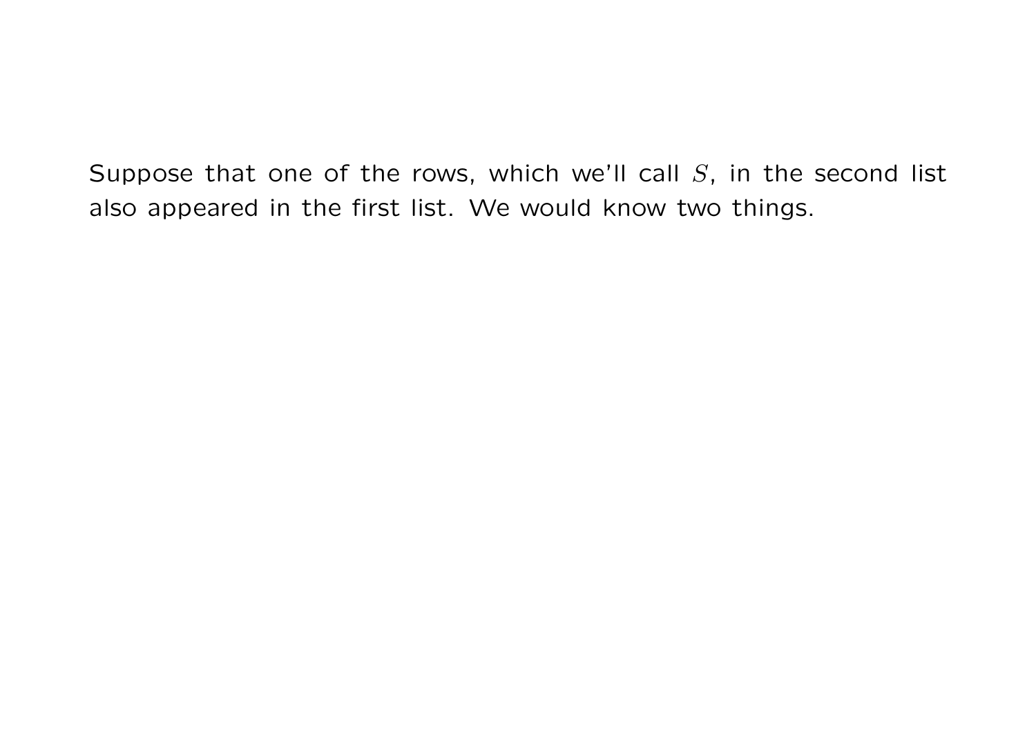Suppose that one of the rows, which we'll call $S$, in the second list also appeared in the first list. We would know two things.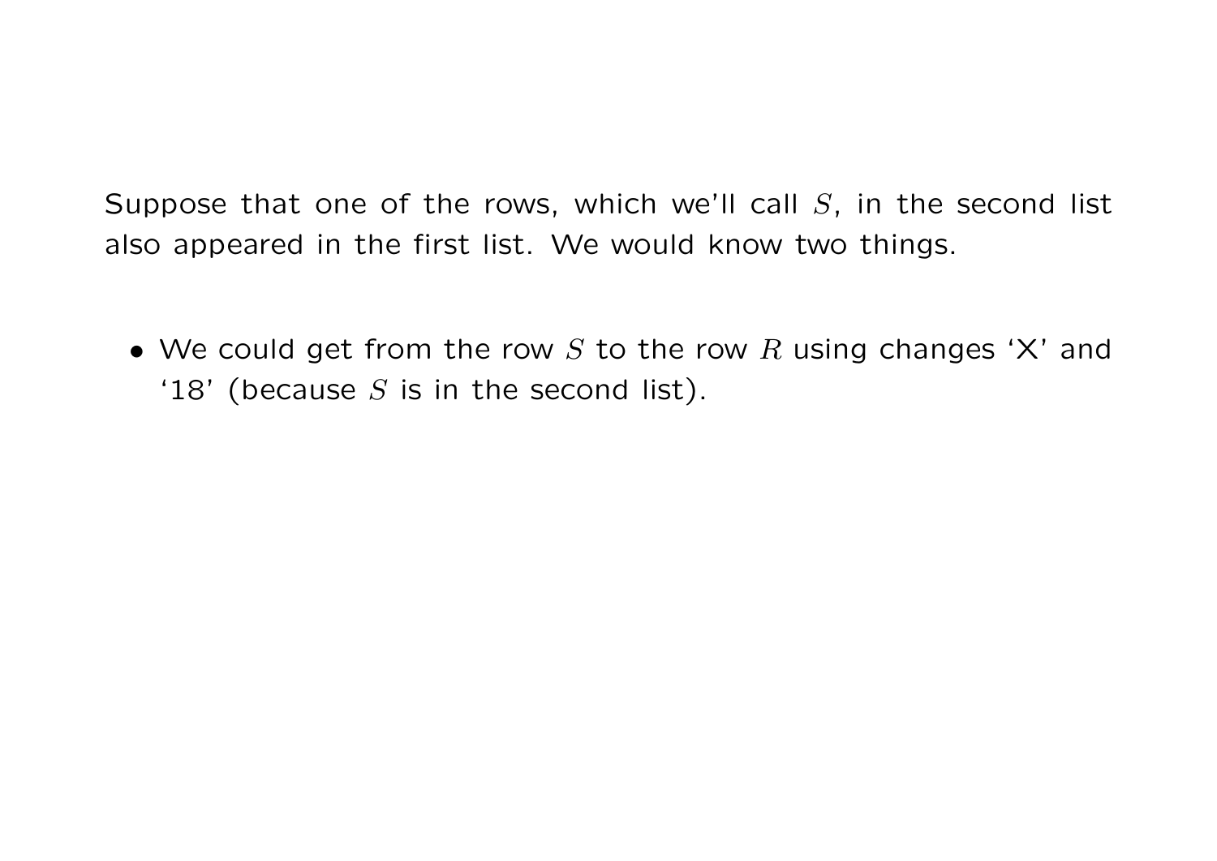Suppose that one of the rows, which we'll call $S$, in the second list also appeared in the first list. We would know two things.

- We could get from the row $S$ to the row $R$ using changes 'X' and '18' (because $S$ is in the second list).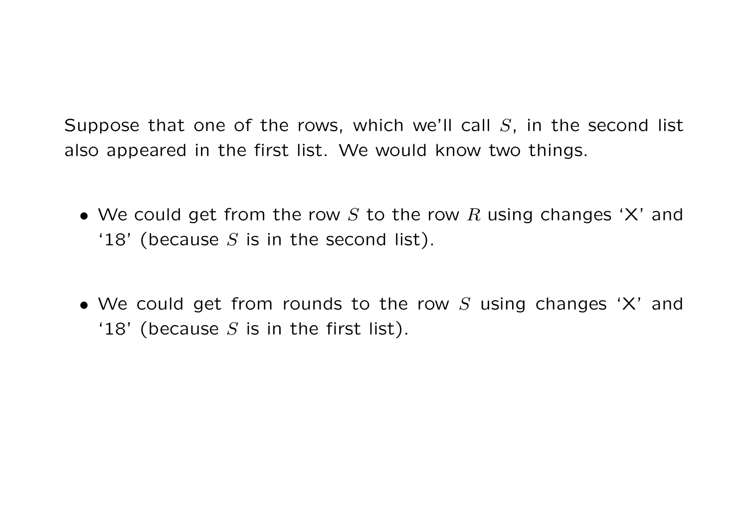Suppose that one of the rows, which we'll call $S$, in the second list also appeared in the first list. We would know two things.

- We could get from the row $S$ to the row $R$ using changes 'X' and '18' (because $S$ is in the second list).

- We could get from rounds to the row $S$ using changes 'X' and '18' (because $S$ is in the first list).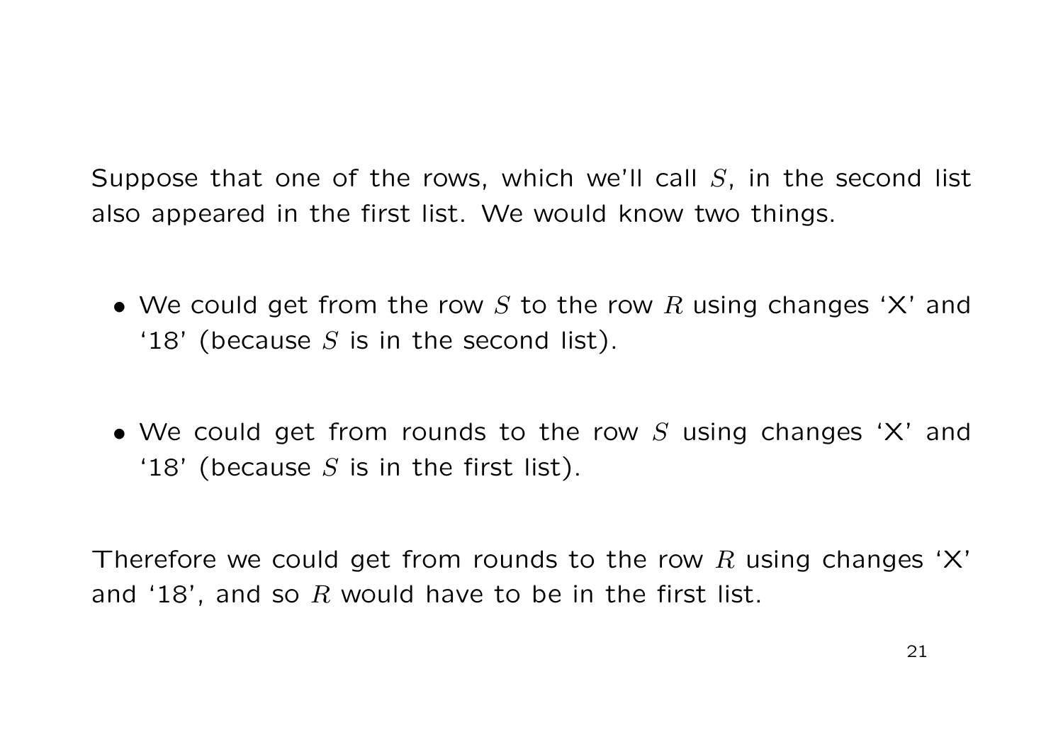Suppose that one of the rows, which we'll call $S$, in the second list also appeared in the first list. We would know two things.

- We could get from the row $S$ to the row $R$ using changes 'X' and '18' (because $S$ is in the second list).

- We could get from rounds to the row $S$ using changes 'X' and '18' (because $S$ is in the first list).

Therefore we could get from rounds to the row $R$ using changes 'X' and '18', and so $R$ would have to be in the first list.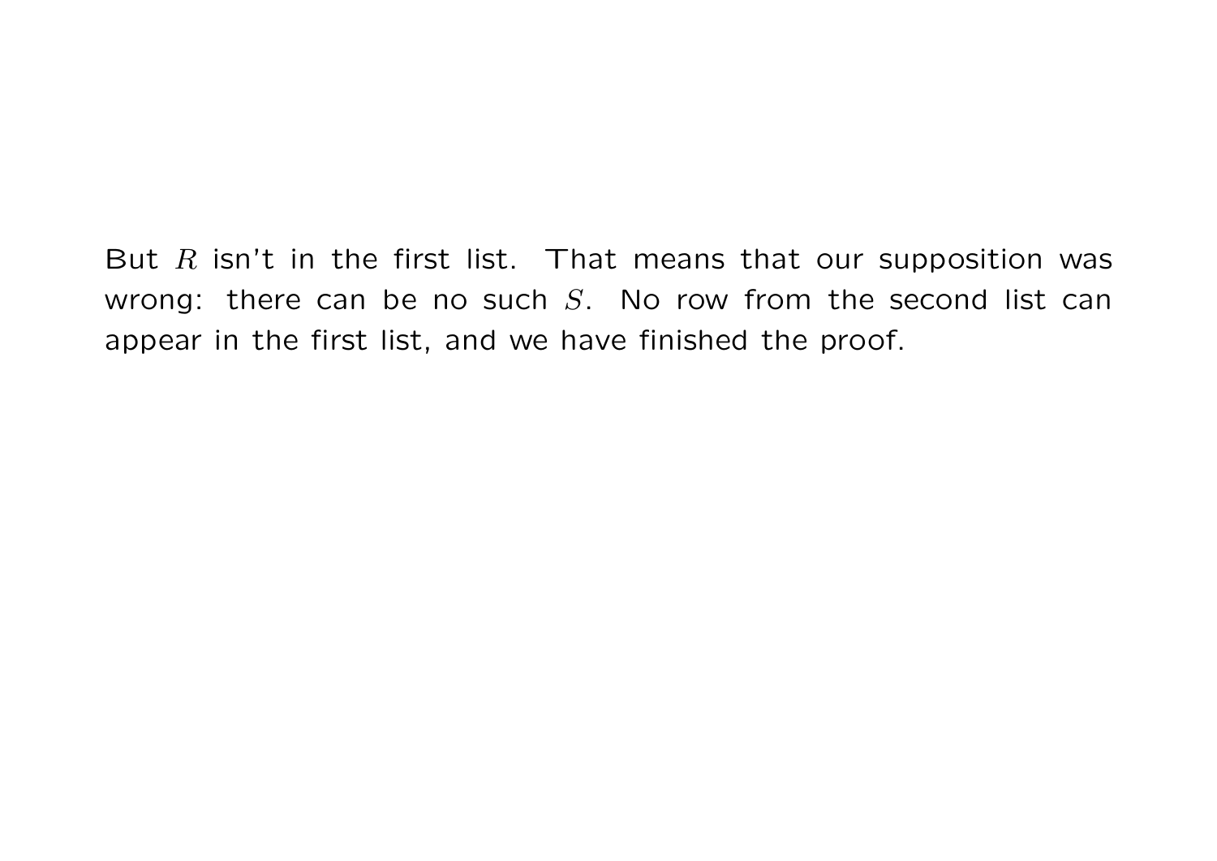But $R$ isn't in the first list. That means that our supposition was wrong: there can be no such $S$. No row from the second list can appear in the first list, and we have finished the proof.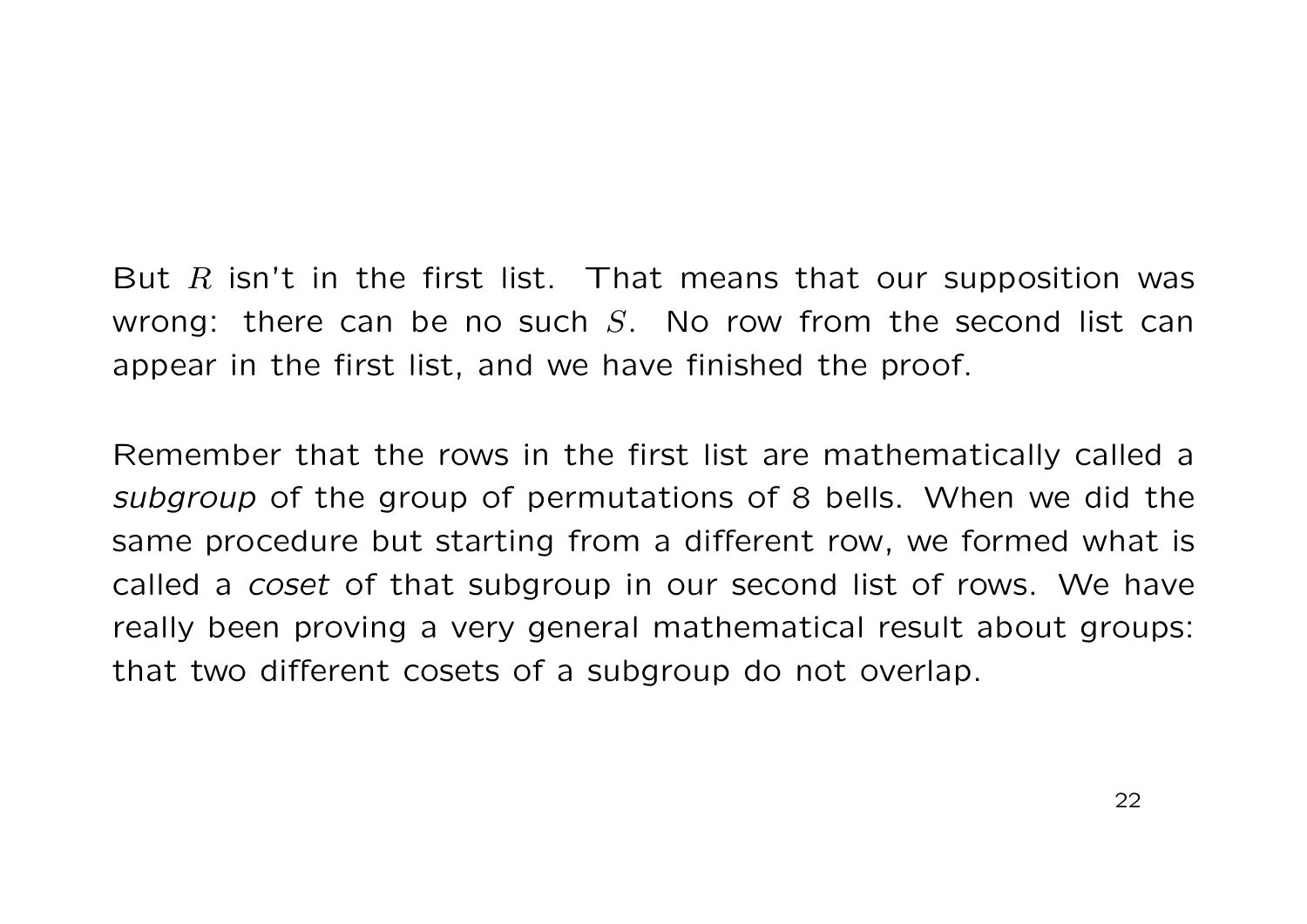But $R$ isn't in the first list. That means that our supposition was wrong: there can be no such $S$. No row from the second list can appear in the first list, and we have finished the proof.

Remember that the rows in the first list are mathematically called a *subgroup* of the group of permutations of 8 bells. When we did the same procedure but starting from a different row, we formed what is called a *coset* of that subgroup in our second list of rows. We have really been proving a very general mathematical result about groups: that two different cosets of a subgroup do not overlap.